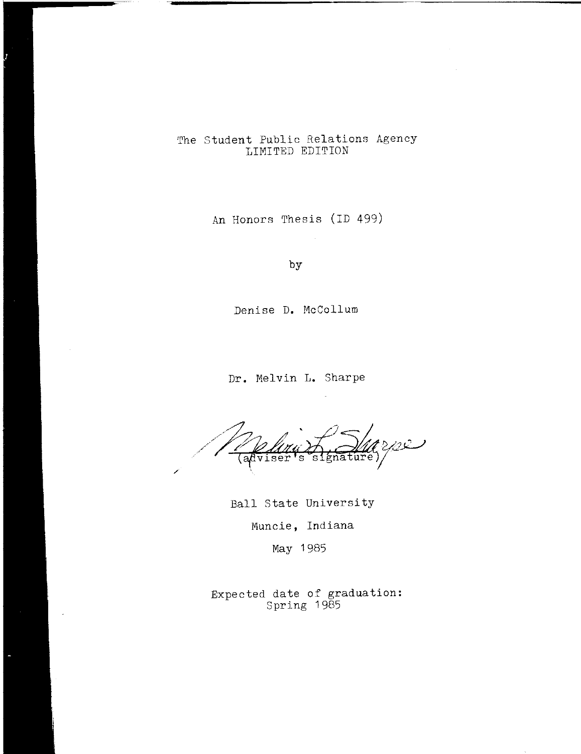The Student Public Relations Agency
LIMITED EDITION

An Honors Thesis (ID 499)

by

Denise D. McCollum

Dr. Melvin L. Sharpe

(adviser's signature)

Ball State University

Muncie, Indiana

May 1985

Expected date of graduation:
Spring 1985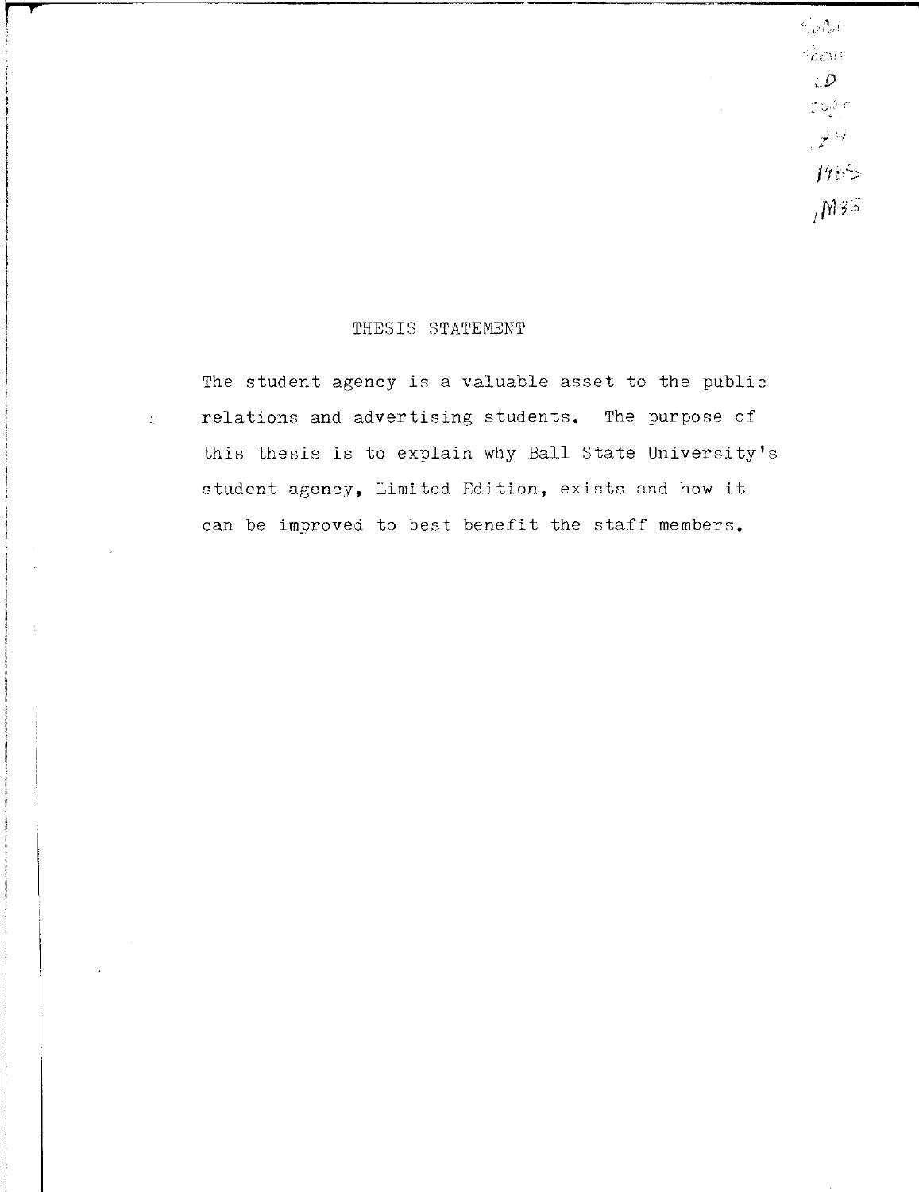# THESIS STATEMENT

The student agency is a valuable asset to the public relations and advertising students. The purpose of this thesis is to explain why Ball State University's student agency, Limited Edition, exists and how it can be improved to best benefit the staff members.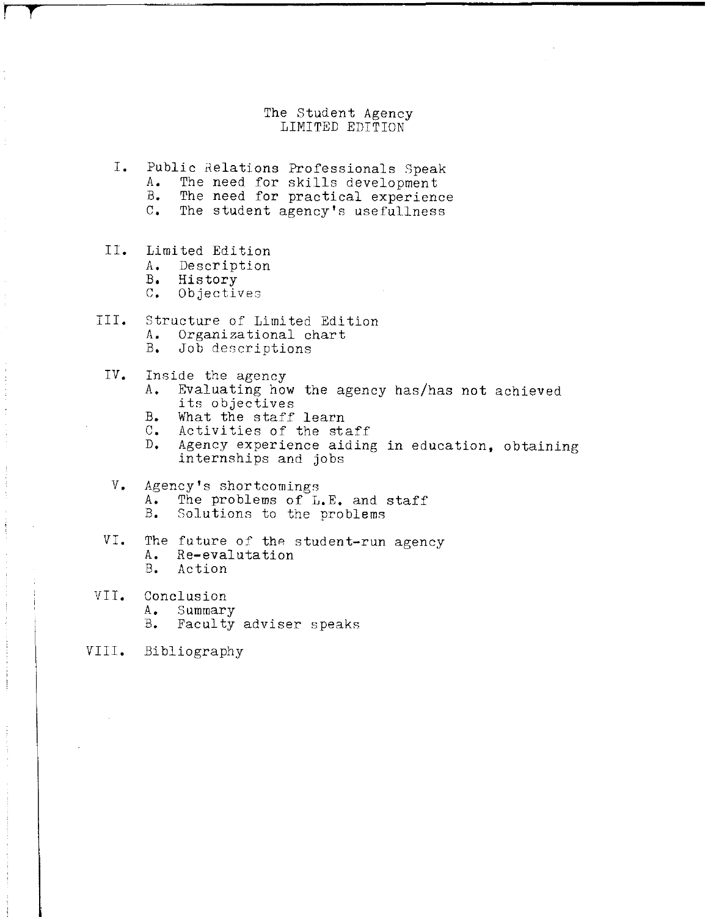# The Student Agency
## LIMITED EDITION

I. Public Relations Professionals Speak
   A. The need for skills development
   B. The need for practical experience
   C. The student agency's usefullness

II. Limited Edition
   A. Description
   B. History
   C. Objectives

III. Structure of Limited Edition
   A. Organizational chart
   B. Job descriptions

IV. Inside the agency
   A. Evaluating how the agency has/has not achieved its objectives
   B. What the staff learn
   C. Activities of the staff
   D. Agency experience aiding in education, obtaining internships and jobs

V. Agency's shortcomings
   A. The problems of L.E. and staff
   B. Solutions to the problems

VI. The future of the student-run agency
   A. Re-evalutation
   B. Action

VII. Conclusion
   A. Summary
   B. Faculty adviser speaks

VIII. Bibliography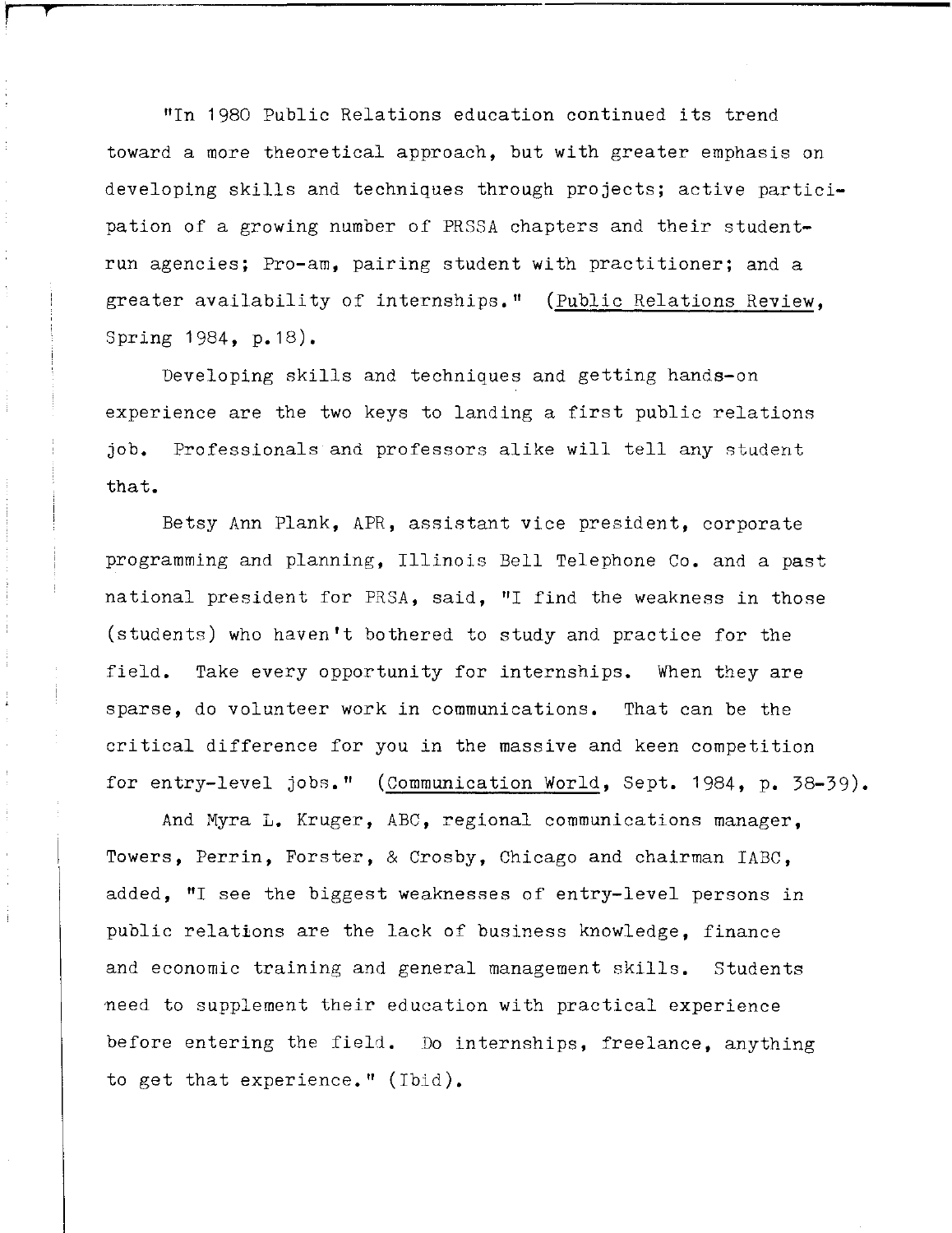"In 1980 Public Relations education continued its trend toward a more theoretical approach, but with greater emphasis on developing skills and techniques through projects; active participation of a growing number of PRSSA chapters and their student-run agencies; Pro-am, pairing student with practitioner; and a greater availability of internships." (Public Relations Review, Spring 1984, p.18).

Developing skills and techniques and getting hands-on experience are the two keys to landing a first public relations job. Professionals and professors alike will tell any student that.

Betsy Ann Plank, APR, assistant vice president, corporate programming and planning, Illinois Bell Telephone Co. and a past national president for PRSA, said, "I find the weakness in those (students) who haven't bothered to study and practice for the field. Take every opportunity for internships. When they are sparse, do volunteer work in communications. That can be the critical difference for you in the massive and keen competition for entry-level jobs." (Communication World, Sept. 1984, p. 38-39).

And Myra L. Kruger, ABC, regional communications manager, Towers, Perrin, Forster, & Crosby, Chicago and chairman IABC, added, "I see the biggest weaknesses of entry-level persons in public relations are the lack of business knowledge, finance and economic training and general management skills. Students need to supplement their education with practical experience before entering the field. Do internships, freelance, anything to get that experience." (Ibid).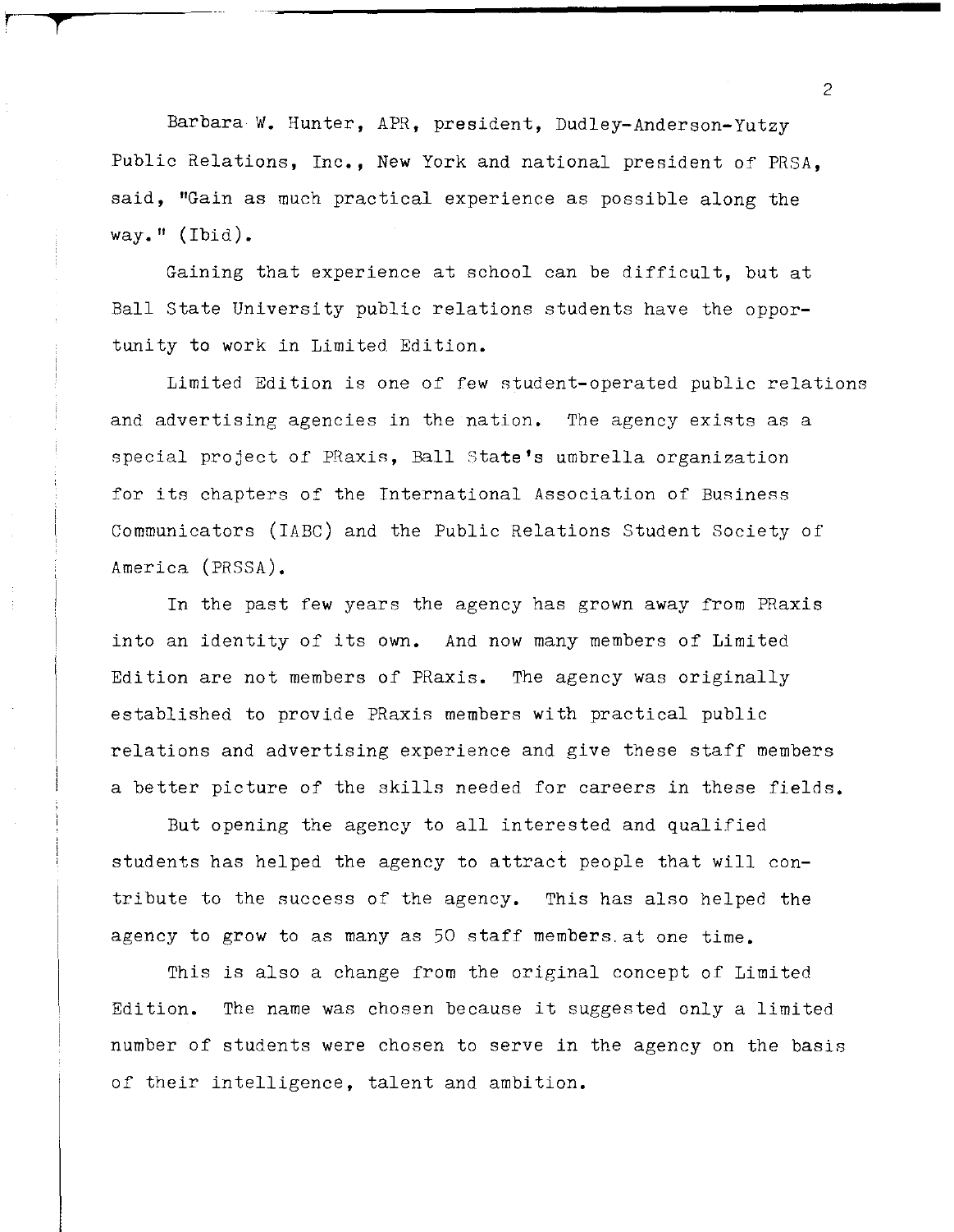Barbara W. Hunter, APR, president, Dudley-Anderson-Yutzy Public Relations, Inc., New York and national president of PRSA, said, "Gain as much practical experience as possible along the way." (Ibid).

Gaining that experience at school can be difficult, but at Ball State University public relations students have the opportunity to work in Limited Edition.

Limited Edition is one of few student-operated public relations and advertising agencies in the nation. The agency exists as a special project of PRaxis, Ball State's umbrella organization for its chapters of the International Association of Business Communicators (IABC) and the Public Relations Student Society of America (PRSSA).

In the past few years the agency has grown away from PRaxis into an identity of its own. And now many members of Limited Edition are not members of PRaxis. The agency was originally established to provide PRaxis members with practical public relations and advertising experience and give these staff members a better picture of the skills needed for careers in these fields.

But opening the agency to all interested and qualified students has helped the agency to attract people that will contribute to the success of the agency. This has also helped the agency to grow to as many as 50 staff members at one time.

This is also a change from the original concept of Limited Edition. The name was chosen because it suggested only a limited number of students were chosen to serve in the agency on the basis of their intelligence, talent and ambition.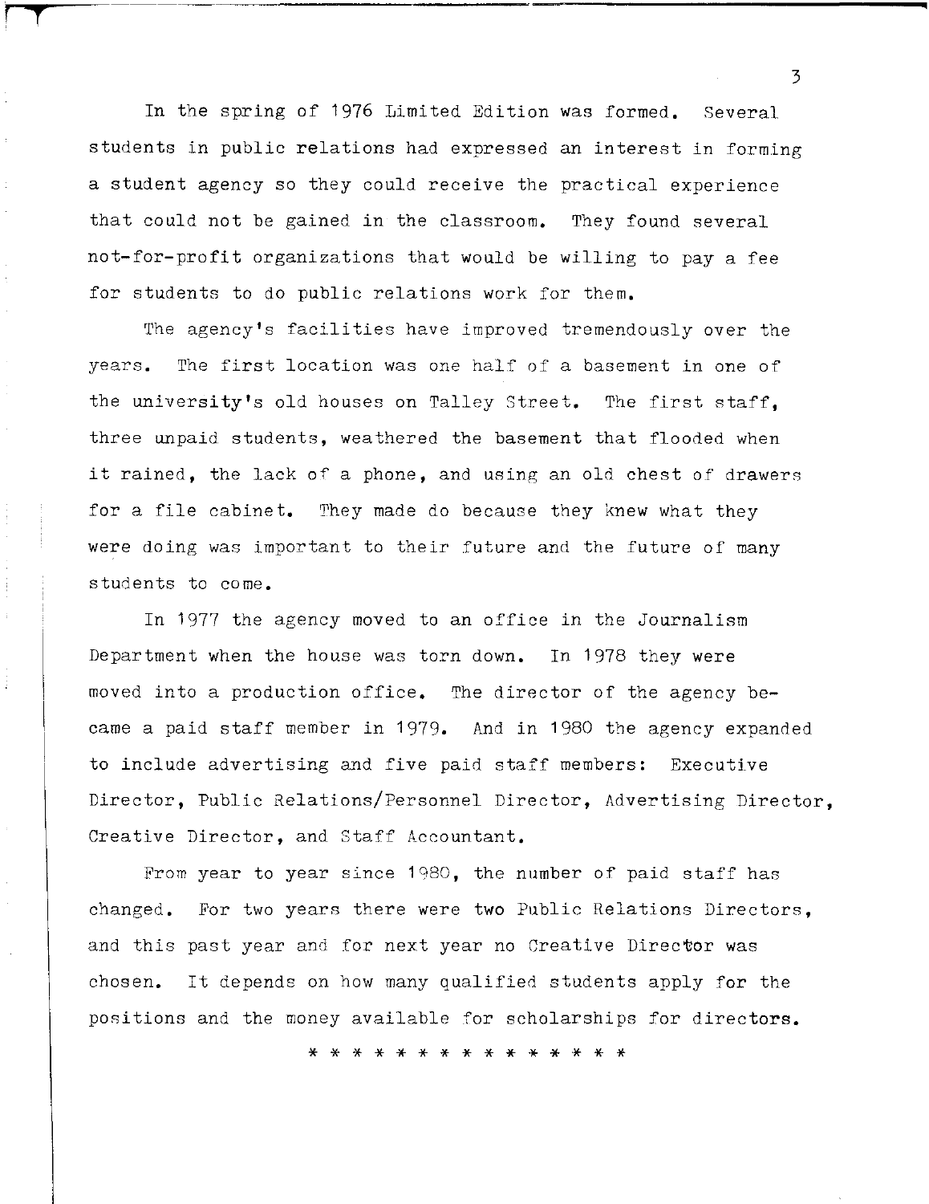In the spring of 1976 Limited Edition was formed. Several students in public relations had expressed an interest in forming a student agency so they could receive the practical experience that could not be gained in the classroom. They found several not-for-profit organizations that would be willing to pay a fee for students to do public relations work for them.

The agency's facilities have improved tremendously over the years. The first location was one half of a basement in one of the university's old houses on Talley Street. The first staff, three unpaid students, weathered the basement that flooded when it rained, the lack of a phone, and using an old chest of drawers for a file cabinet. They made do because they knew what they were doing was important to their future and the future of many students to come.

In 1977 the agency moved to an office in the Journalism Department when the house was torn down. In 1978 they were moved into a production office. The director of the agency became a paid staff member in 1979. And in 1980 the agency expanded to include advertising and five paid staff members: Executive Director, Public Relations/Personnel Director, Advertising Director, Creative Director, and Staff Accountant.

From year to year since 1980, the number of paid staff has changed. For two years there were two Public Relations Directors, and this past year and for next year no Creative Director was chosen. It depends on how many qualified students apply for the positions and the money available for scholarships for directors.

* * * * * * * * * * * * * * *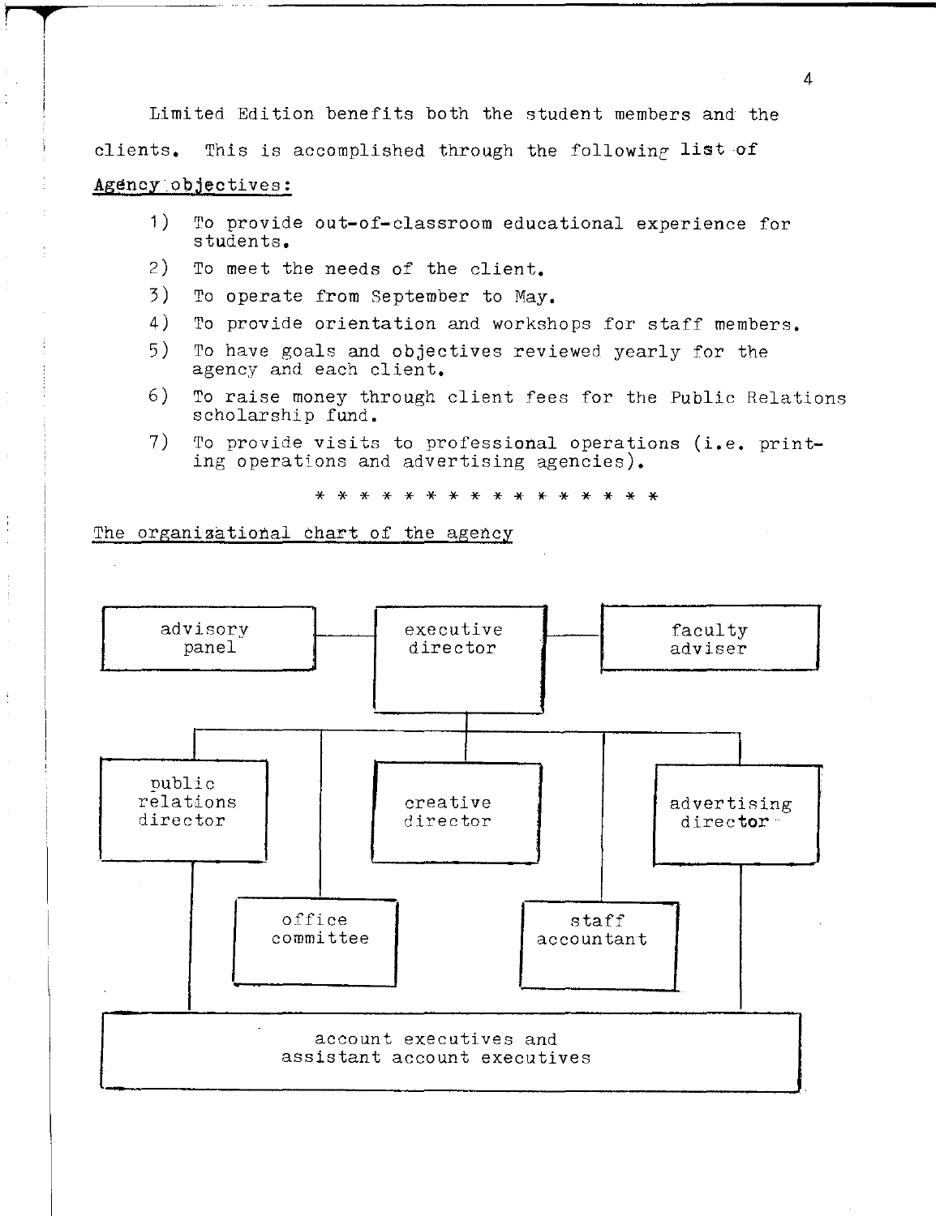Limited Edition benefits both the student members and the clients. This is accomplished through the following list of <u>Agency objectives:</u>

1) To provide out-of-classroom educational experience for students.
2) To meet the needs of the client.
3) To operate from September to May.
4) To provide orientation and workshops for staff members.
5) To have goals and objectives reviewed yearly for the agency and each client.
6) To raise money through client fees for the Public Relations scholarship fund.
7) To provide visits to professional operations (i.e. printing operations and advertising agencies).

* * * * * * * * * * * * * * * *

<u>The organizational chart of the agency</u>

- advisory panel — executive director — faculty adviser
- executive director
  - public relations director
  - office committee
  - creative director
  - staff accountant
  - advertising director
- account executives and assistant account executives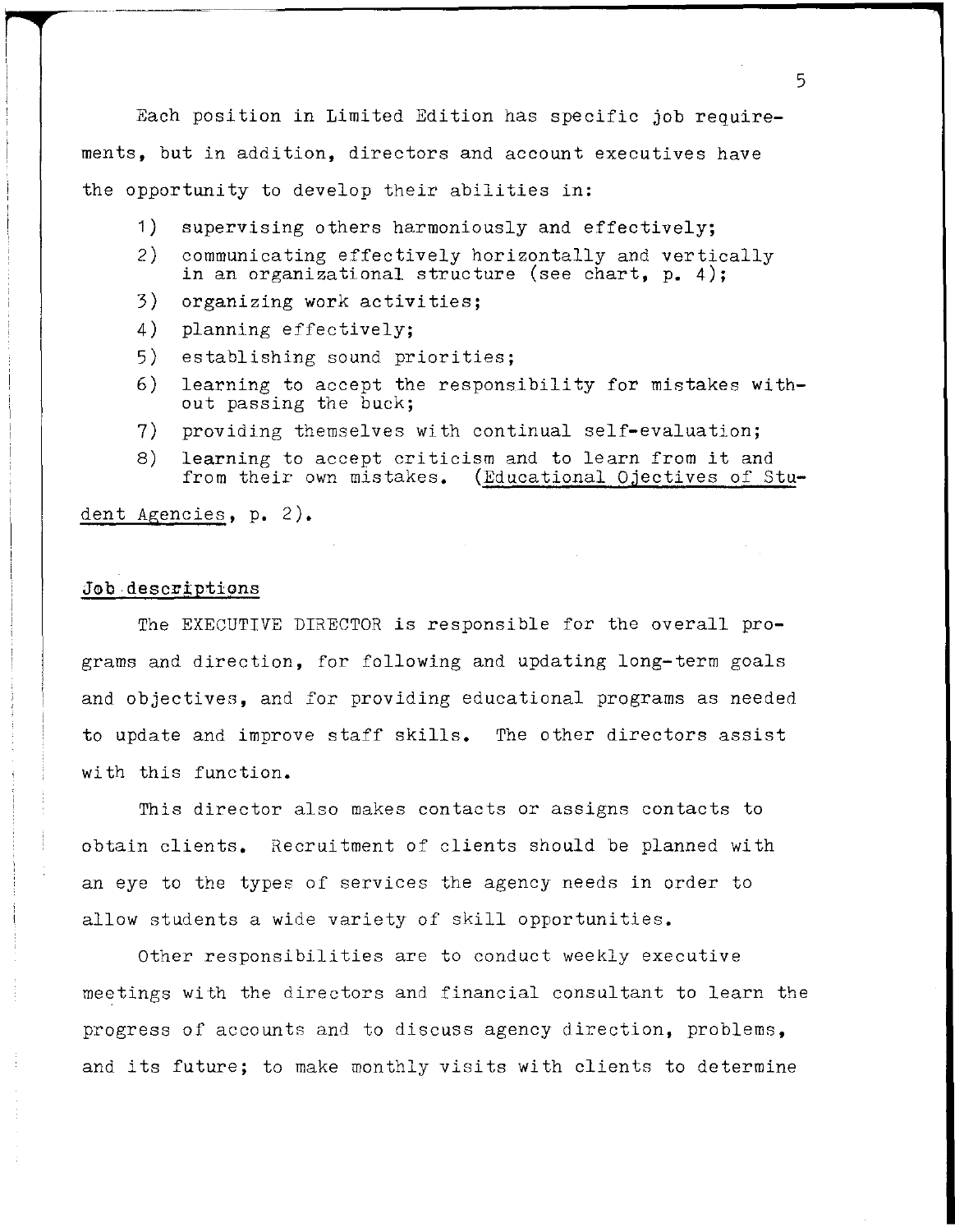Each position in Limited Edition has specific job requirements, but in addition, directors and account executives have the opportunity to develop their abilities in:

1) supervising others harmoniously and effectively;
2) communicating effectively horizontally and vertically in an organizational structure (see chart, p. 4);
3) organizing work activities;
4) planning effectively;
5) establishing sound priorities;
6) learning to accept the responsibility for mistakes without passing the buck;
7) providing themselves with continual self-evaluation;
8) learning to accept criticism and to learn from it and from their own mistakes. (Educational Ojectives of Student Agencies, p. 2).

## Job descriptions

The EXECUTIVE DIRECTOR is responsible for the overall programs and direction, for following and updating long-term goals and objectives, and for providing educational programs as needed to update and improve staff skills. The other directors assist with this function.

This director also makes contacts or assigns contacts to obtain clients. Recruitment of clients should be planned with an eye to the types of services the agency needs in order to allow students a wide variety of skill opportunities.

Other responsibilities are to conduct weekly executive meetings with the directors and financial consultant to learn the progress of accounts and to discuss agency direction, problems, and its future; to make monthly visits with clients to determine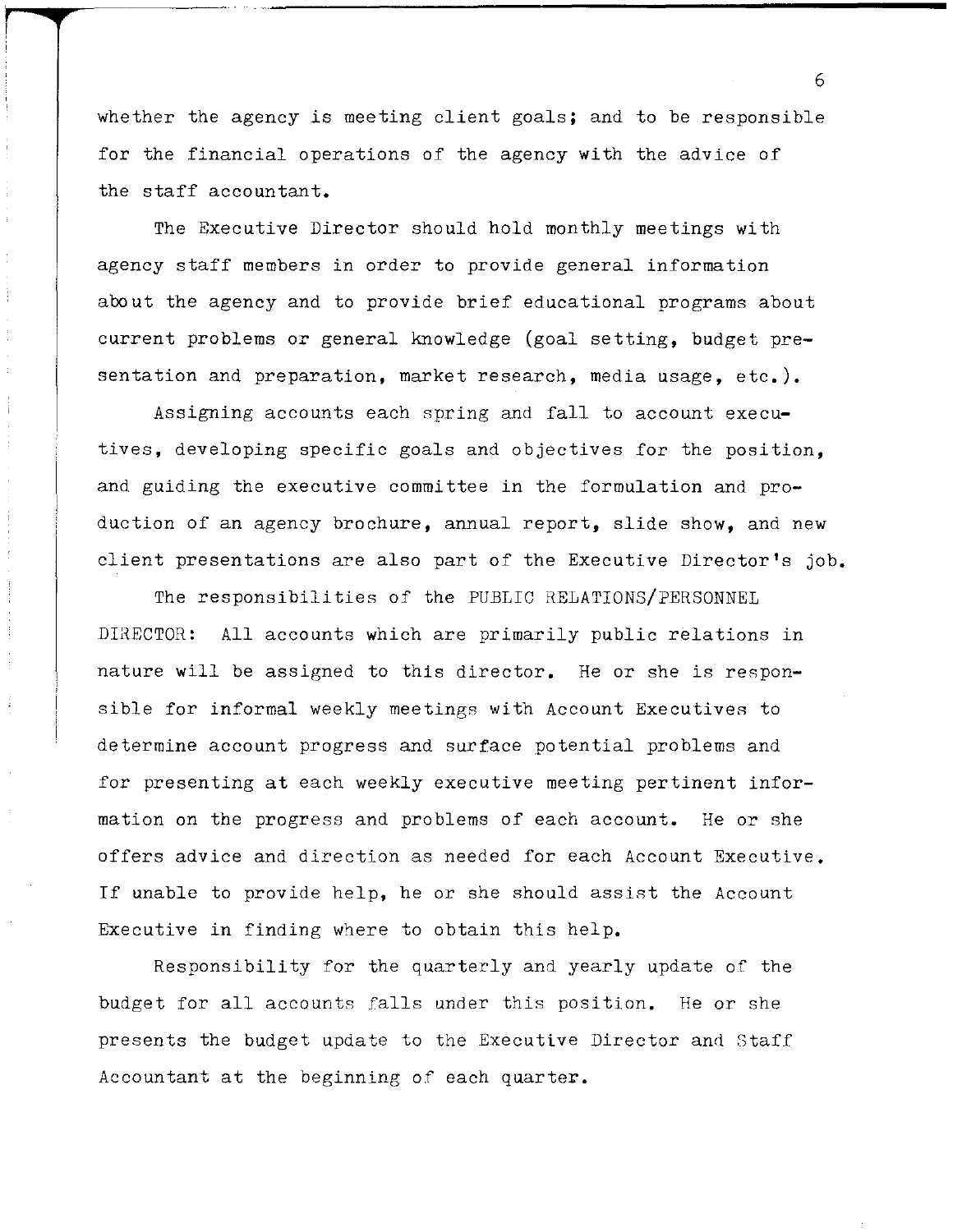whether the agency is meeting client goals; and to be responsible for the financial operations of the agency with the advice of the staff accountant.

The Executive Director should hold monthly meetings with agency staff members in order to provide general information about the agency and to provide brief educational programs about current problems or general knowledge (goal setting, budget presentation and preparation, market research, media usage, etc.).

Assigning accounts each spring and fall to account executives, developing specific goals and objectives for the position, and guiding the executive committee in the formulation and production of an agency brochure, annual report, slide show, and new client presentations are also part of the Executive Director's job.

The responsibilities of the PUBLIC RELATIONS/PERSONNEL DIRECTOR: All accounts which are primarily public relations in nature will be assigned to this director. He or she is responsible for informal weekly meetings with Account Executives to determine account progress and surface potential problems and for presenting at each weekly executive meeting pertinent information on the progress and problems of each account. He or she offers advice and direction as needed for each Account Executive. If unable to provide help, he or she should assist the Account Executive in finding where to obtain this help.

Responsibility for the quarterly and yearly update of the budget for all accounts falls under this position. He or she presents the budget update to the Executive Director and Staff Accountant at the beginning of each quarter.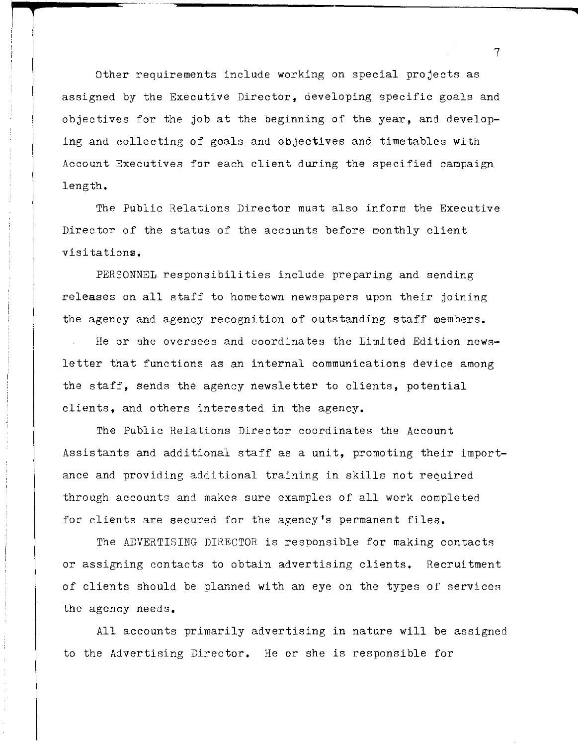Other requirements include working on special projects as assigned by the Executive Director, developing specific goals and objectives for the job at the beginning of the year, and developing and collecting of goals and objectives and timetables with Account Executives for each client during the specified campaign length.

The Public Relations Director must also inform the Executive Director of the status of the accounts before monthly client visitations.

PERSONNEL responsibilities include preparing and sending releases on all staff to hometown newspapers upon their joining the agency and agency recognition of outstanding staff members.

He or she oversees and coordinates the Limited Edition newsletter that functions as an internal communications device among the staff, sends the agency newsletter to clients, potential clients, and others interested in the agency.

The Public Relations Director coordinates the Account Assistants and additional staff as a unit, promoting their importance and providing additional training in skills not required through accounts and makes sure examples of all work completed for clients are secured for the agency's permanent files.

The ADVERTISING DIRECTOR is responsible for making contacts or assigning contacts to obtain advertising clients. Recruitment of clients should be planned with an eye on the types of services the agency needs.

All accounts primarily advertising in nature will be assigned to the Advertising Director. He or she is responsible for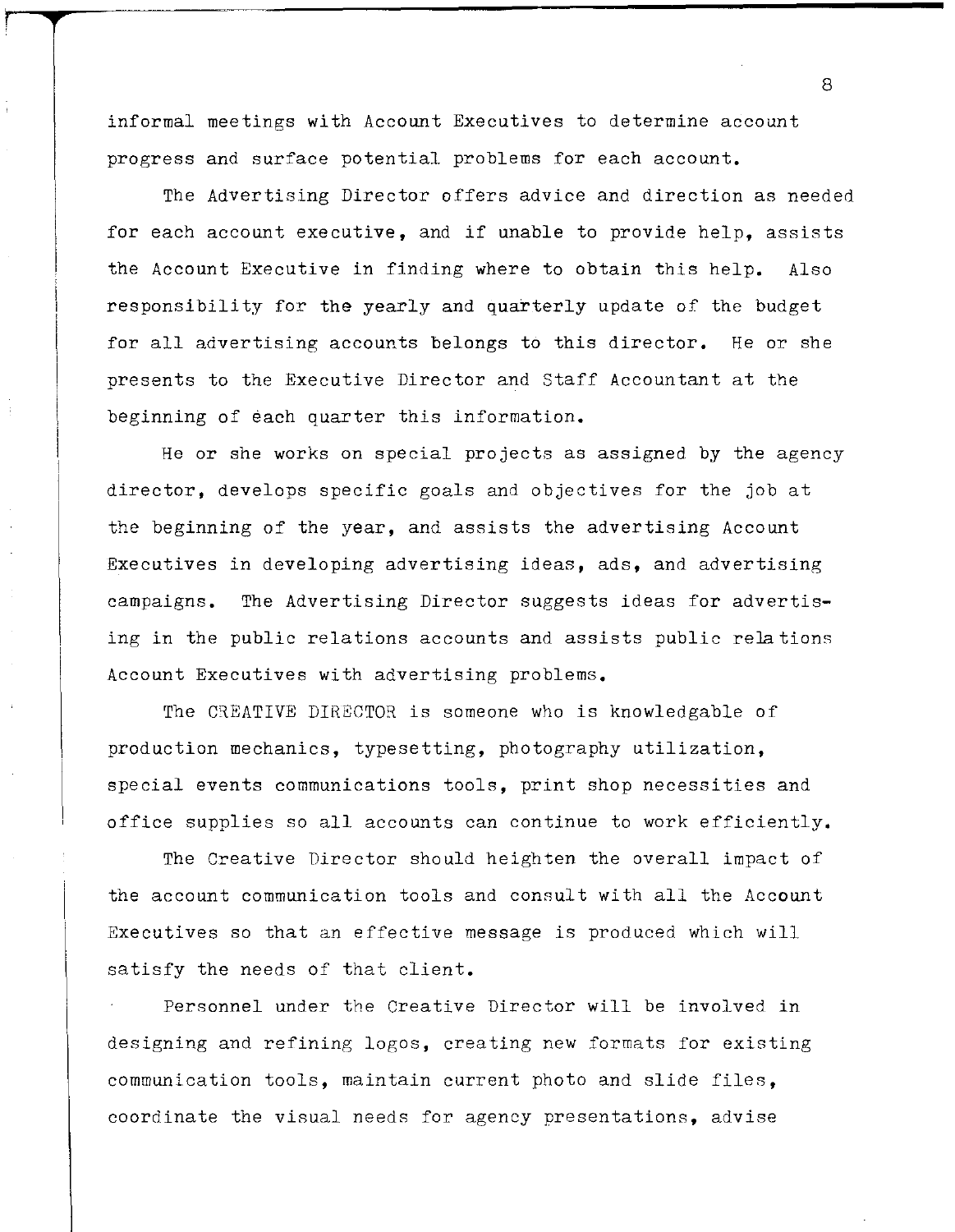informal meetings with Account Executives to determine account progress and surface potential problems for each account.

The Advertising Director offers advice and direction as needed for each account executive, and if unable to provide help, assists the Account Executive in finding where to obtain this help. Also responsibility for the yearly and quarterly update of the budget for all advertising accounts belongs to this director. He or she presents to the Executive Director and Staff Accountant at the beginning of each quarter this information.

He or she works on special projects as assigned by the agency director, develops specific goals and objectives for the job at the beginning of the year, and assists the advertising Account Executives in developing advertising ideas, ads, and advertising campaigns. The Advertising Director suggests ideas for advertising in the public relations accounts and assists public relations Account Executives with advertising problems.

The CREATIVE DIRECTOR is someone who is knowledgable of production mechanics, typesetting, photography utilization, special events communications tools, print shop necessities and office supplies so all accounts can continue to work efficiently.

The Creative Director should heighten the overall impact of the account communication tools and consult with all the Account Executives so that an effective message is produced which will satisfy the needs of that client.

Personnel under the Creative Director will be involved in designing and refining logos, creating new formats for existing communication tools, maintain current photo and slide files, coordinate the visual needs for agency presentations, advise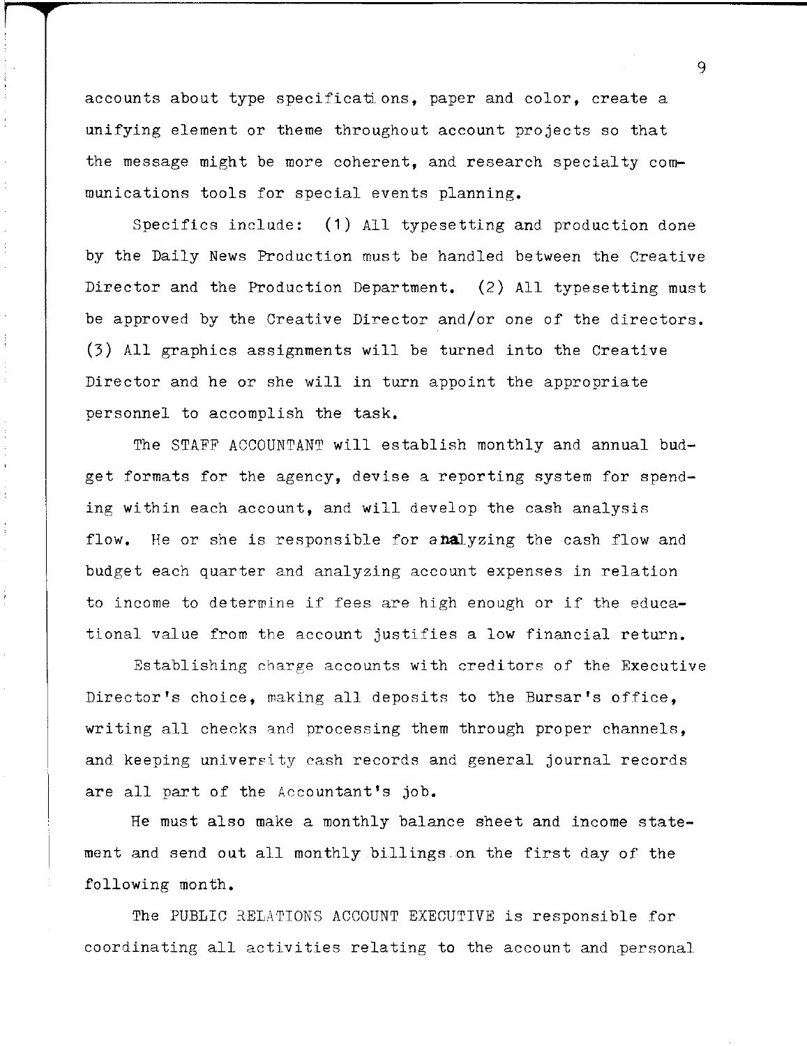accounts about type specifications, paper and color, create a unifying element or theme throughout account projects so that the message might be more coherent, and research specialty communications tools for special events planning.

Specifics include: (1) All typesetting and production done by the Daily News Production must be handled between the Creative Director and the Production Department. (2) All typesetting must be approved by the Creative Director and/or one of the directors. (3) All graphics assignments will be turned into the Creative Director and he or she will in turn appoint the appropriate personnel to accomplish the task.

The STAFF ACCOUNTANT will establish monthly and annual budget formats for the agency, devise a reporting system for spending within each account, and will develop the cash analysis flow. He or she is responsible for analyzing the cash flow and budget each quarter and analyzing account expenses in relation to income to determine if fees are high enough or if the educational value from the account justifies a low financial return.

Establishing charge accounts with creditors of the Executive Director's choice, making all deposits to the Bursar's office, writing all checks and processing them through proper channels, and keeping university cash records and general journal records are all part of the Accountant's job.

He must also make a monthly balance sheet and income statement and send out all monthly billings on the first day of the following month.

The PUBLIC RELATIONS ACCOUNT EXECUTIVE is responsible for coordinating all activities relating to the account and personal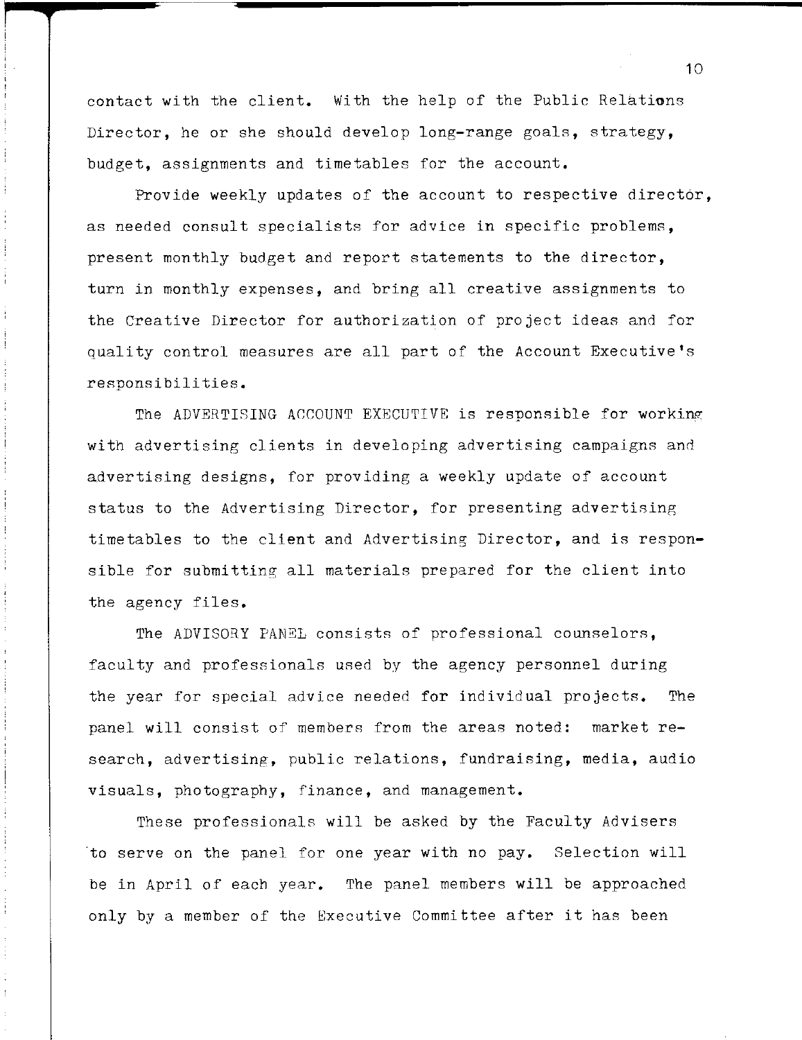contact with the client. With the help of the Public Relations Director, he or she should develop long-range goals, strategy, budget, assignments and timetables for the account.

Provide weekly updates of the account to respective director, as needed consult specialists for advice in specific problems, present monthly budget and report statements to the director, turn in monthly expenses, and bring all creative assignments to the Creative Director for authorization of project ideas and for quality control measures are all part of the Account Executive's responsibilities.

The ADVERTISING ACCOUNT EXECUTIVE is responsible for working with advertising clients in developing advertising campaigns and advertising designs, for providing a weekly update of account status to the Advertising Director, for presenting advertising timetables to the client and Advertising Director, and is responsible for submitting all materials prepared for the client into the agency files.

The ADVISORY PANEL consists of professional counselors, faculty and professionals used by the agency personnel during the year for special advice needed for individual projects. The panel will consist of members from the areas noted: market research, advertising, public relations, fundraising, media, audio visuals, photography, finance, and management.

These professionals will be asked by the Faculty Advisers to serve on the panel for one year with no pay. Selection will be in April of each year. The panel members will be approached only by a member of the Executive Committee after it has been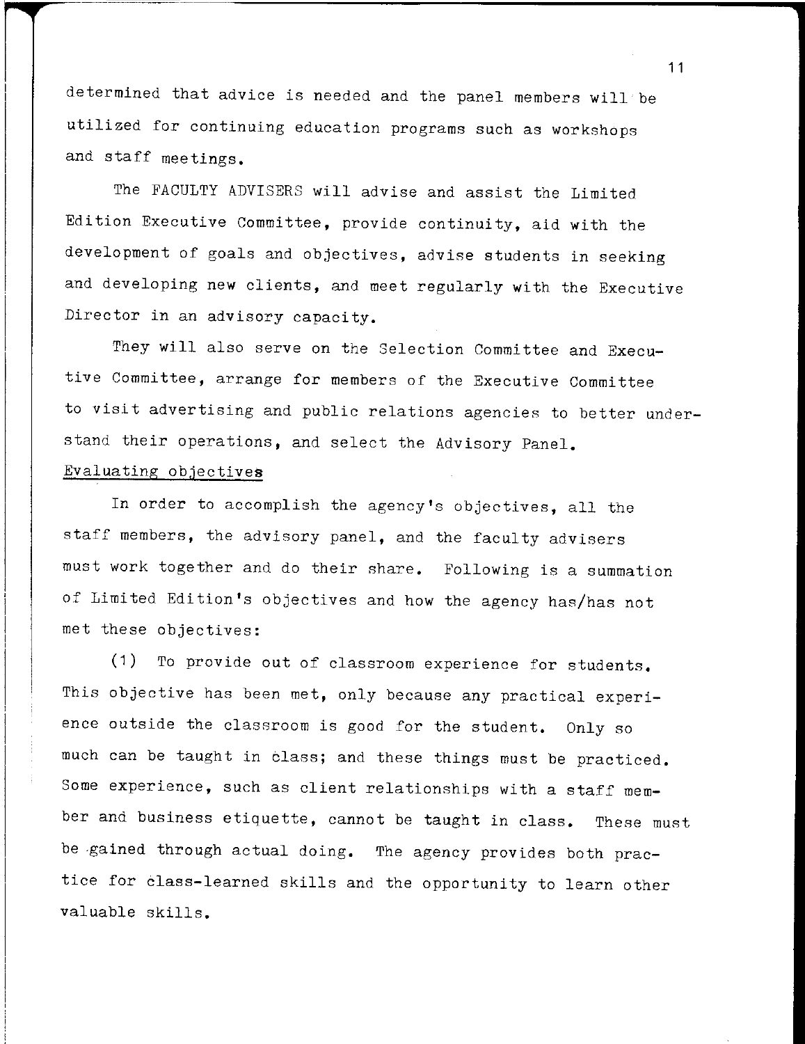determined that advice is needed and the panel members will be utilized for continuing education programs such as workshops and staff meetings.

The FACULTY ADVISERS will advise and assist the Limited Edition Executive Committee, provide continuity, aid with the development of goals and objectives, advise students in seeking and developing new clients, and meet regularly with the Executive Director in an advisory capacity.

They will also serve on the Selection Committee and Executive Committee, arrange for members of the Executive Committee to visit advertising and public relations agencies to better understand their operations, and select the Advisory Panel.

<u>Evaluating objectives</u>

In order to accomplish the agency's objectives, all the staff members, the advisory panel, and the faculty advisers must work together and do their share. Following is a summation of Limited Edition's objectives and how the agency has/has not met these objectives:

(1) To provide out of classroom experience for students. This objective has been met, only because any practical experience outside the classroom is good for the student. Only so much can be taught in class; and these things must be practiced. Some experience, such as client relationships with a staff member and business etiquette, cannot be taught in class. These must be gained through actual doing. The agency provides both practice for class-learned skills and the opportunity to learn other valuable skills.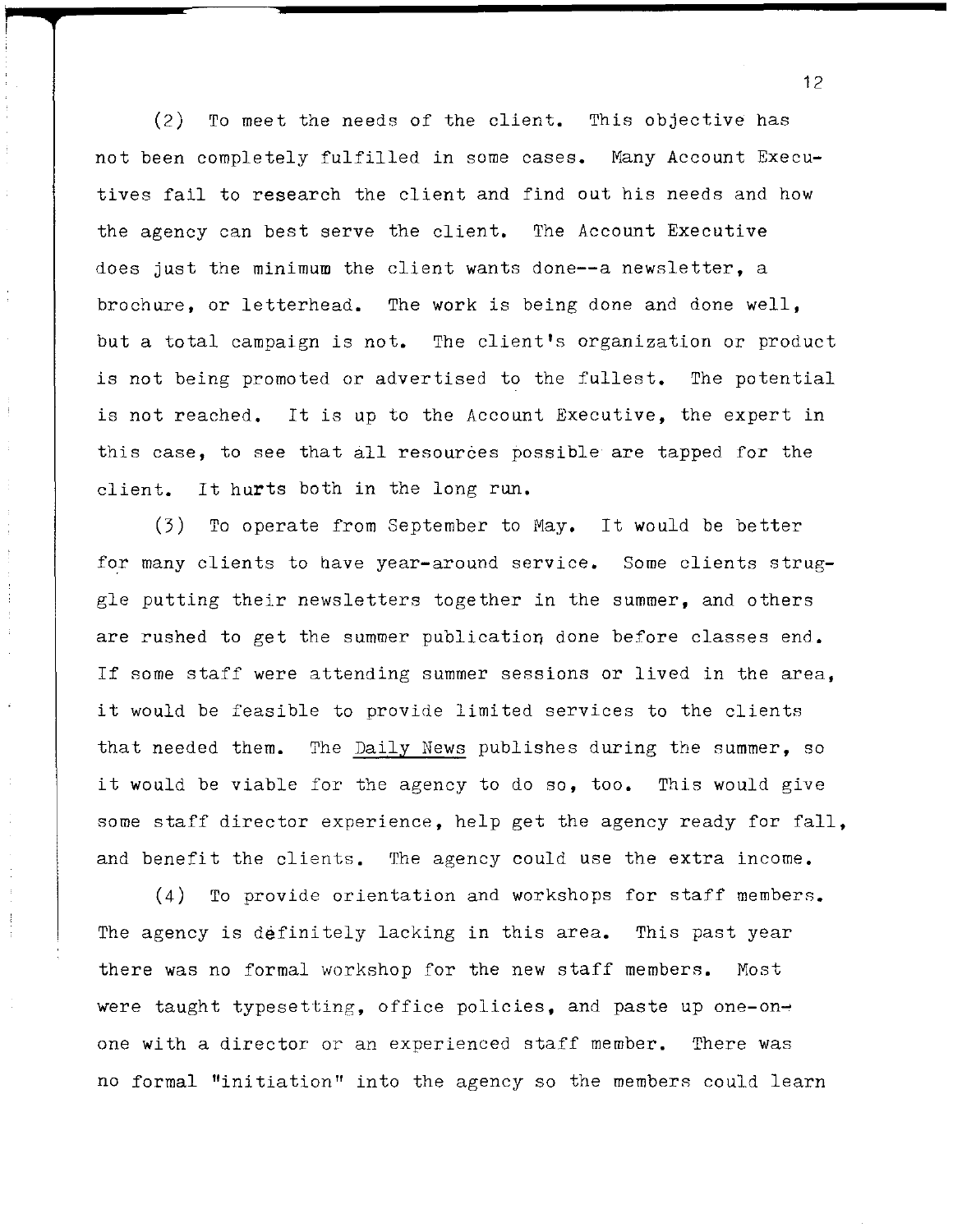(2) To meet the needs of the client. This objective has not been completely fulfilled in some cases. Many Account Executives fail to research the client and find out his needs and how the agency can best serve the client. The Account Executive does just the minimum the client wants done--a newsletter, a brochure, or letterhead. The work is being done and done well, but a total campaign is not. The client's organization or product is not being promoted or advertised to the fullest. The potential is not reached. It is up to the Account Executive, the expert in this case, to see that all resources possible are tapped for the client. It hurts both in the long run.

(3) To operate from September to May. It would be better for many clients to have year-around service. Some clients struggle putting their newsletters together in the summer, and others are rushed to get the summer publication done before classes end. If some staff were attending summer sessions or lived in the area, it would be feasible to provide limited services to the clients that needed them. The Daily News publishes during the summer, so it would be viable for the agency to do so, too. This would give some staff director experience, help get the agency ready for fall, and benefit the clients. The agency could use the extra income.

(4) To provide orientation and workshops for staff members. The agency is definitely lacking in this area. This past year there was no formal workshop for the new staff members. Most were taught typesetting, office policies, and paste up one-on-one with a director or an experienced staff member. There was no formal "initiation" into the agency so the members could learn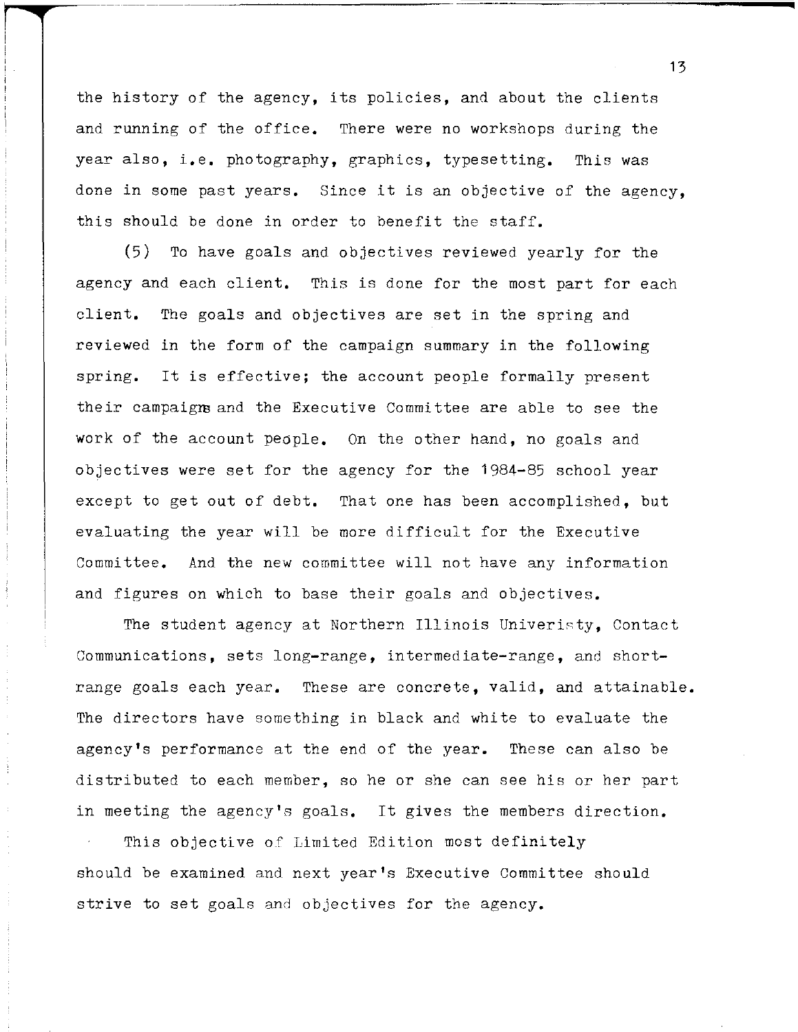the history of the agency, its policies, and about the clients and running of the office. There were no workshops during the year also, i.e. photography, graphics, typesetting. This was done in some past years. Since it is an objective of the agency, this should be done in order to benefit the staff.

(5) To have goals and objectives reviewed yearly for the agency and each client. This is done for the most part for each client. The goals and objectives are set in the spring and reviewed in the form of the campaign summary in the following spring. It is effective; the account people formally present their campaigns and the Executive Committee are able to see the work of the account people. On the other hand, no goals and objectives were set for the agency for the 1984-85 school year except to get out of debt. That one has been accomplished, but evaluating the year will be more difficult for the Executive Committee. And the new committee will not have any information and figures on which to base their goals and objectives.

The student agency at Northern Illinois Univeristy, Contact Communications, sets long-range, intermediate-range, and short-range goals each year. These are concrete, valid, and attainable. The directors have something in black and white to evaluate the agency's performance at the end of the year. These can also be distributed to each member, so he or she can see his or her part in meeting the agency's goals. It gives the members direction.

This objective of Limited Edition most definitely should be examined and next year's Executive Committee should strive to set goals and objectives for the agency.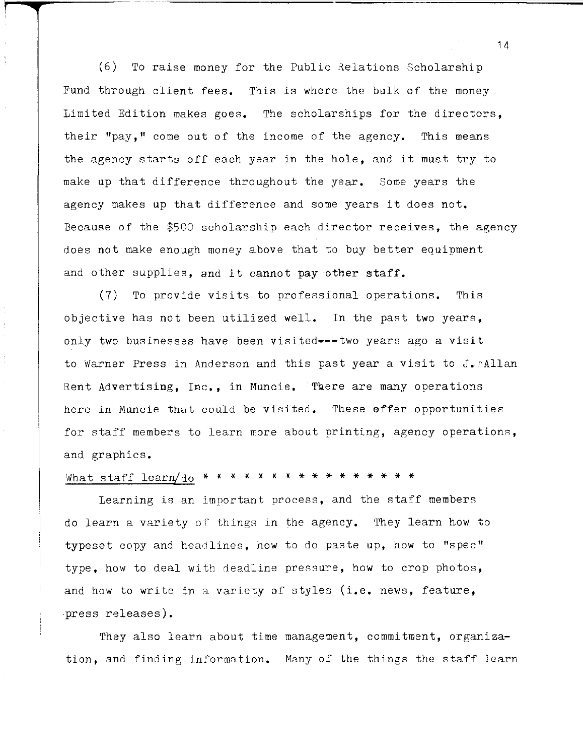(6) To raise money for the Public Relations Scholarship Fund through client fees. This is where the bulk of the money Limited Edition makes goes. The scholarships for the directors, their "pay," come out of the income of the agency. This means the agency starts off each year in the hole, and it must try to make up that difference throughout the year. Some years the agency makes up that difference and some years it does not. Because of the $500 scholarship each director receives, the agency does not make enough money above that to buy better equipment and other supplies, and it cannot pay other staff.

(7) To provide visits to professional operations. This objective has not been utilized well. In the past two years, only two businesses have been visited---two years ago a visit to Warner Press in Anderson and this past year a visit to J. Allan Rent Advertising, Inc., in Muncie. There are many operations here in Muncie that could be visited. These offer opportunities for staff members to learn more about printing, agency operations, and graphics.

<u>What staff learn/do</u> * * * * * * * * * * * * * * * *

Learning is an important process, and the staff members do learn a variety of things in the agency. They learn how to typeset copy and headlines, how to do paste up, how to "spec" type, how to deal with deadline pressure, how to crop photos, and how to write in a variety of styles (i.e. news, feature, press releases).

They also learn about time management, commitment, organization, and finding information. Many of the things the staff learn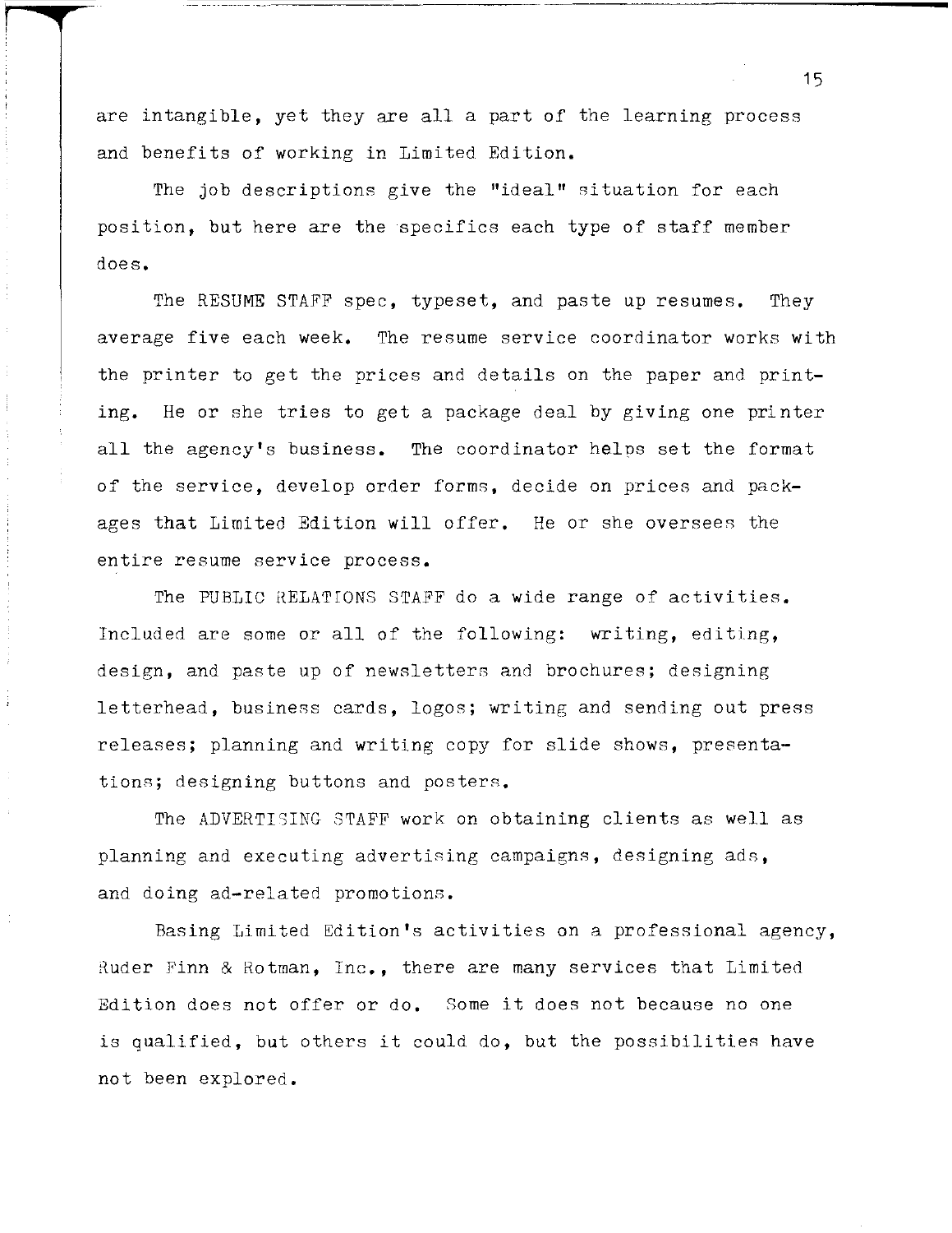are intangible, yet they are all a part of the learning process and benefits of working in Limited Edition.

The job descriptions give the "ideal" situation for each position, but here are the specifics each type of staff member does.

The RESUME STAFF spec, typeset, and paste up resumes. They average five each week. The resume service coordinator works with the printer to get the prices and details on the paper and printing. He or she tries to get a package deal by giving one printer all the agency's business. The coordinator helps set the format of the service, develop order forms, decide on prices and packages that Limited Edition will offer. He or she oversees the entire resume service process.

The PUBLIC RELATIONS STAFF do a wide range of activities. Included are some or all of the following: writing, editing, design, and paste up of newsletters and brochures; designing letterhead, business cards, logos; writing and sending out press releases; planning and writing copy for slide shows, presentations; designing buttons and posters.

The ADVERTISING STAFF work on obtaining clients as well as planning and executing advertising campaigns, designing ads, and doing ad-related promotions.

Basing Limited Edition's activities on a professional agency, Ruder Finn & Rotman, Inc., there are many services that Limited Edition does not offer or do. Some it does not because no one is qualified, but others it could do, but the possibilities have not been explored.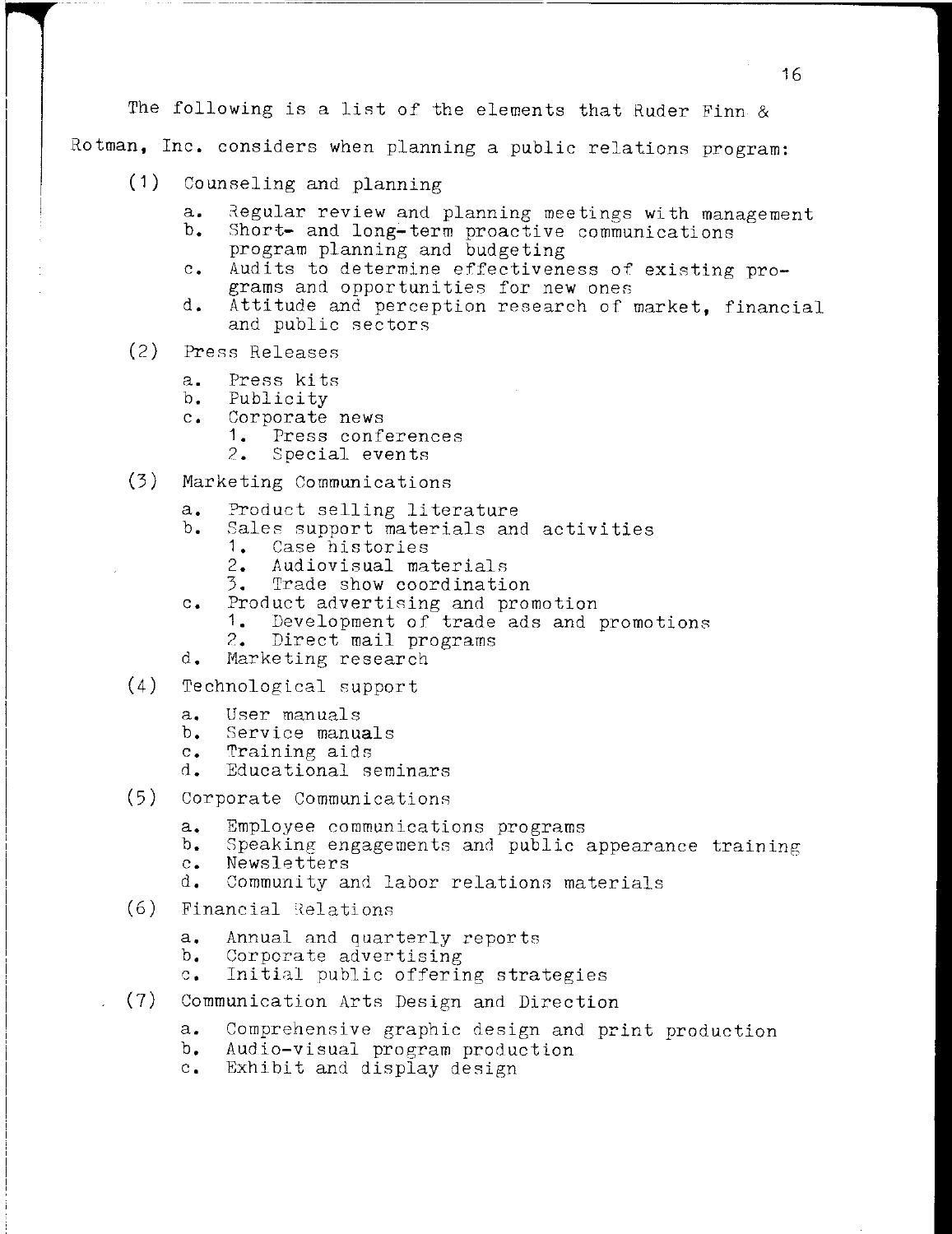The following is a list of the elements that Ruder Finn & Rotman, Inc. considers when planning a public relations program:

(1) Counseling and planning

   a. Regular review and planning meetings with management
   b. Short- and long-term proactive communications program planning and budgeting
   c. Audits to determine effectiveness of existing programs and opportunities for new ones
   d. Attitude and perception research of market, financial and public sectors

(2) Press Releases

   a. Press kits
   b. Publicity
   c. Corporate news
      1. Press conferences
      2. Special events

(3) Marketing Communications

   a. Product selling literature
   b. Sales support materials and activities
      1. Case histories
      2. Audiovisual materials
      3. Trade show coordination
   c. Product advertising and promotion
      1. Development of trade ads and promotions
      2. Direct mail programs
   d. Marketing research

(4) Technological support

   a. User manuals
   b. Service manuals
   c. Training aids
   d. Educational seminars

(5) Corporate Communications

   a. Employee communications programs
   b. Speaking engagements and public appearance training
   c. Newsletters
   d. Community and labor relations materials

(6) Financial Relations

   a. Annual and quarterly reports
   b. Corporate advertising
   c. Initial public offering strategies

(7) Communication Arts Design and Direction

   a. Comprehensive graphic design and print production
   b. Audio-visual program production
   c. Exhibit and display design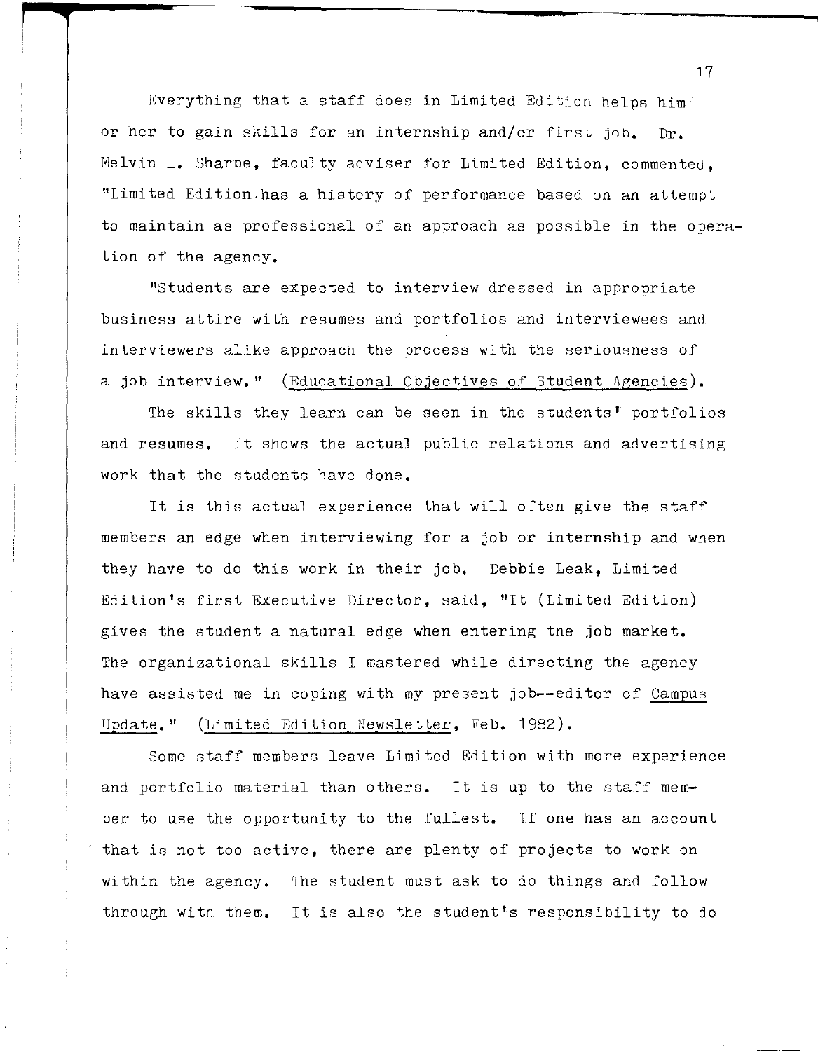Everything that a staff does in Limited Edition helps him or her to gain skills for an internship and/or first job. Dr. Melvin L. Sharpe, faculty adviser for Limited Edition, commented, "Limited Edition has a history of performance based on an attempt to maintain as professional of an approach as possible in the operation of the agency.

"Students are expected to interview dressed in appropriate business attire with resumes and portfolios and interviewees and interviewers alike approach the process with the seriousness of a job interview." (Educational Objectives of Student Agencies).

The skills they learn can be seen in the students' portfolios and resumes. It shows the actual public relations and advertising work that the students have done.

It is this actual experience that will often give the staff members an edge when interviewing for a job or internship and when they have to do this work in their job. Debbie Leak, Limited Edition's first Executive Director, said, "It (Limited Edition) gives the student a natural edge when entering the job market. The organizational skills I mastered while directing the agency have assisted me in coping with my present job--editor of Campus Update." (Limited Edition Newsletter, Feb. 1982).

Some staff members leave Limited Edition with more experience and portfolio material than others. It is up to the staff member to use the opportunity to the fullest. If one has an account that is not too active, there are plenty of projects to work on within the agency. The student must ask to do things and follow through with them. It is also the student's responsibility to do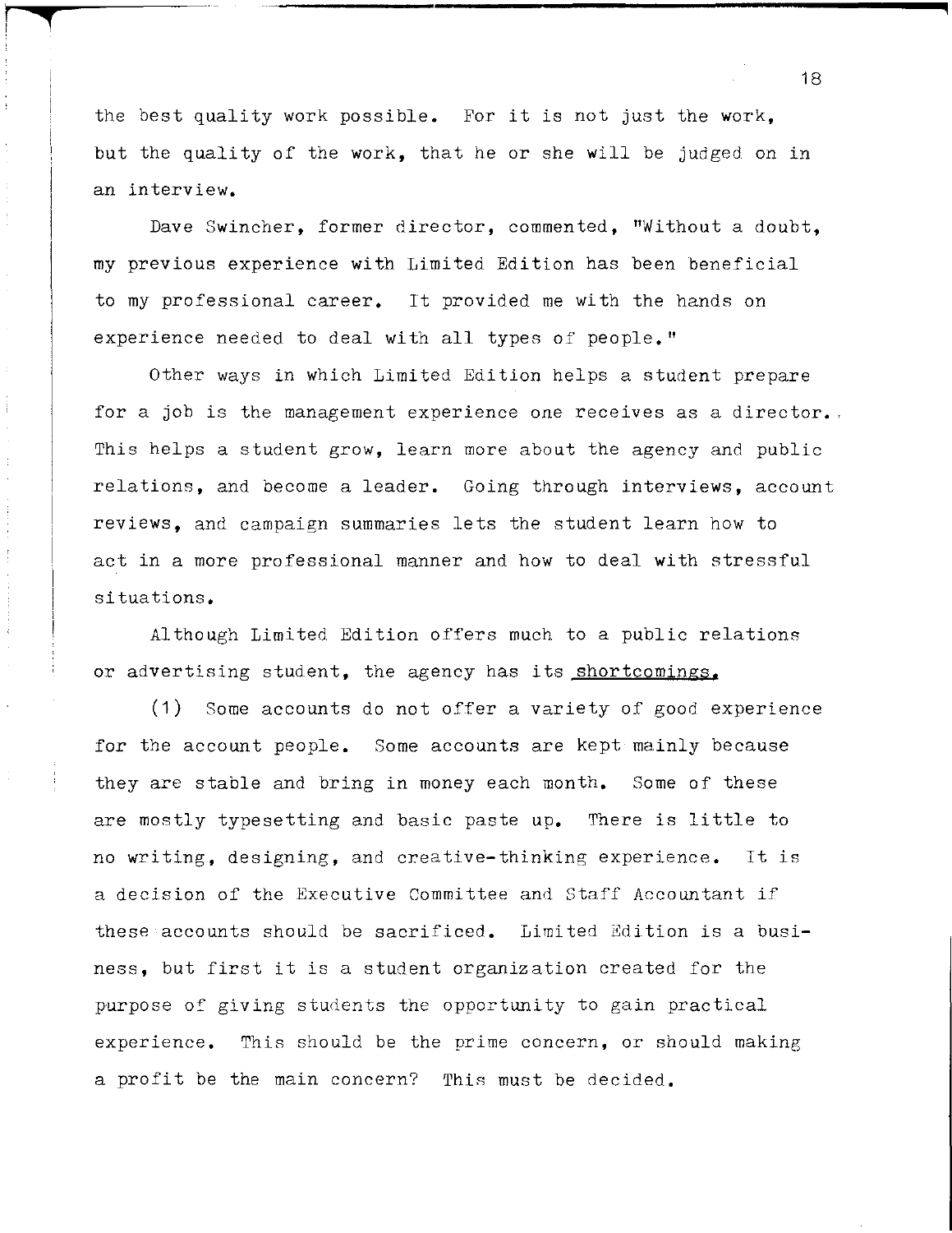the best quality work possible. For it is not just the work, but the quality of the work, that he or she will be judged on in an interview.

Dave Swincher, former director, commented, "Without a doubt, my previous experience with Limited Edition has been beneficial to my professional career. It provided me with the hands on experience needed to deal with all types of people."

Other ways in which Limited Edition helps a student prepare for a job is the management experience one receives as a director. This helps a student grow, learn more about the agency and public relations, and become a leader. Going through interviews, account reviews, and campaign summaries lets the student learn how to act in a more professional manner and how to deal with stressful situations.

Although Limited Edition offers much to a public relations or advertising student, the agency has its shortcomings.

(1) Some accounts do not offer a variety of good experience for the account people. Some accounts are kept mainly because they are stable and bring in money each month. Some of these are mostly typesetting and basic paste up. There is little to no writing, designing, and creative-thinking experience. It is a decision of the Executive Committee and Staff Accountant if these accounts should be sacrificed. Limited Edition is a business, but first it is a student organization created for the purpose of giving students the opportunity to gain practical experience. This should be the prime concern, or should making a profit be the main concern? This must be decided.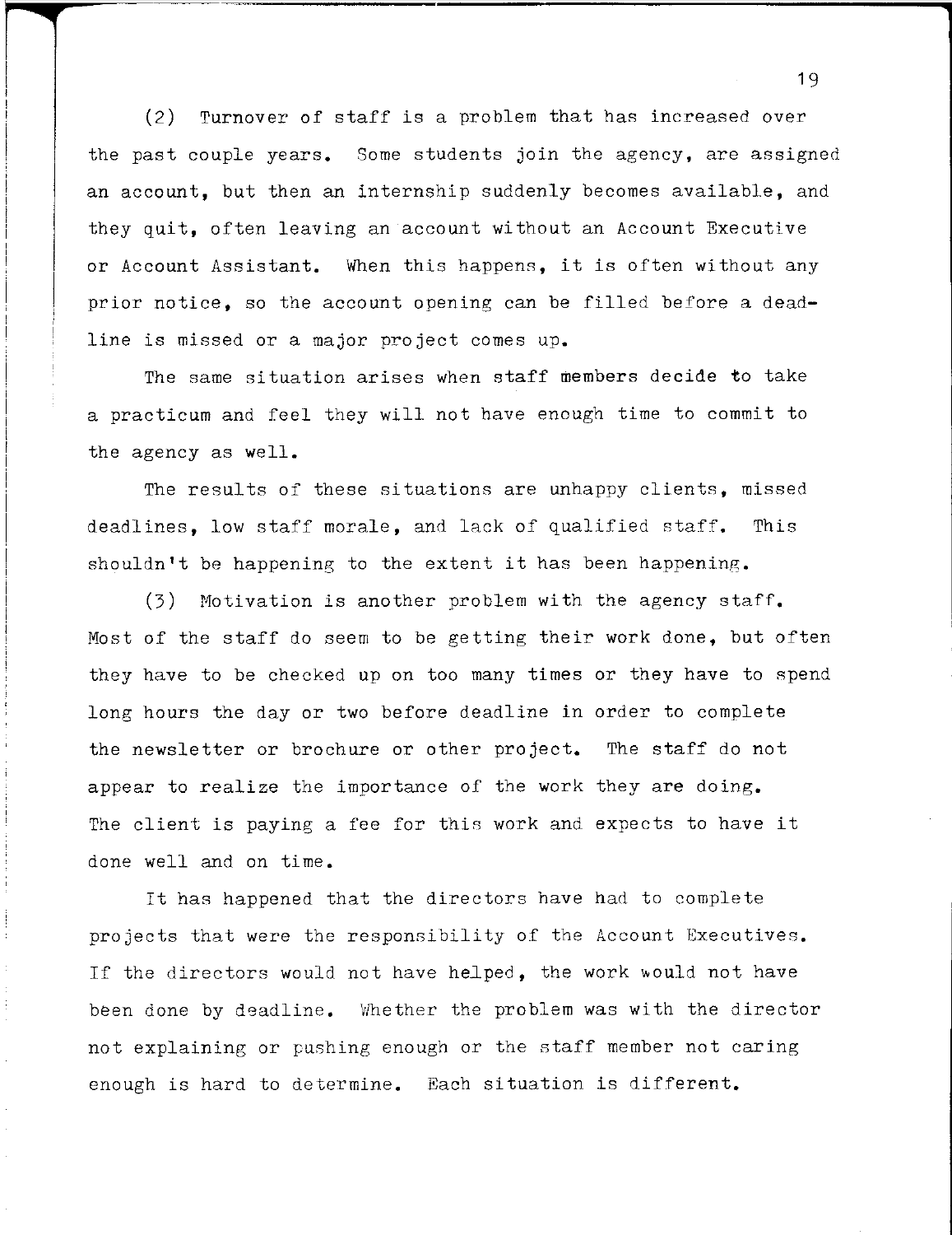(2) Turnover of staff is a problem that has increased over the past couple years. Some students join the agency, are assigned an account, but then an internship suddenly becomes available, and they quit, often leaving an account without an Account Executive or Account Assistant. When this happens, it is often without any prior notice, so the account opening can be filled before a deadline is missed or a major project comes up.

The same situation arises when staff members decide to take a practicum and feel they will not have enough time to commit to the agency as well.

The results of these situations are unhappy clients, missed deadlines, low staff morale, and lack of qualified staff. This shouldn't be happening to the extent it has been happening.

(3) Motivation is another problem with the agency staff. Most of the staff do seem to be getting their work done, but often they have to be checked up on too many times or they have to spend long hours the day or two before deadline in order to complete the newsletter or brochure or other project. The staff do not appear to realize the importance of the work they are doing. The client is paying a fee for this work and expects to have it done well and on time.

It has happened that the directors have had to complete projects that were the responsibility of the Account Executives. If the directors would not have helped, the work would not have been done by deadline. Whether the problem was with the director not explaining or pushing enough or the staff member not caring enough is hard to determine. Each situation is different.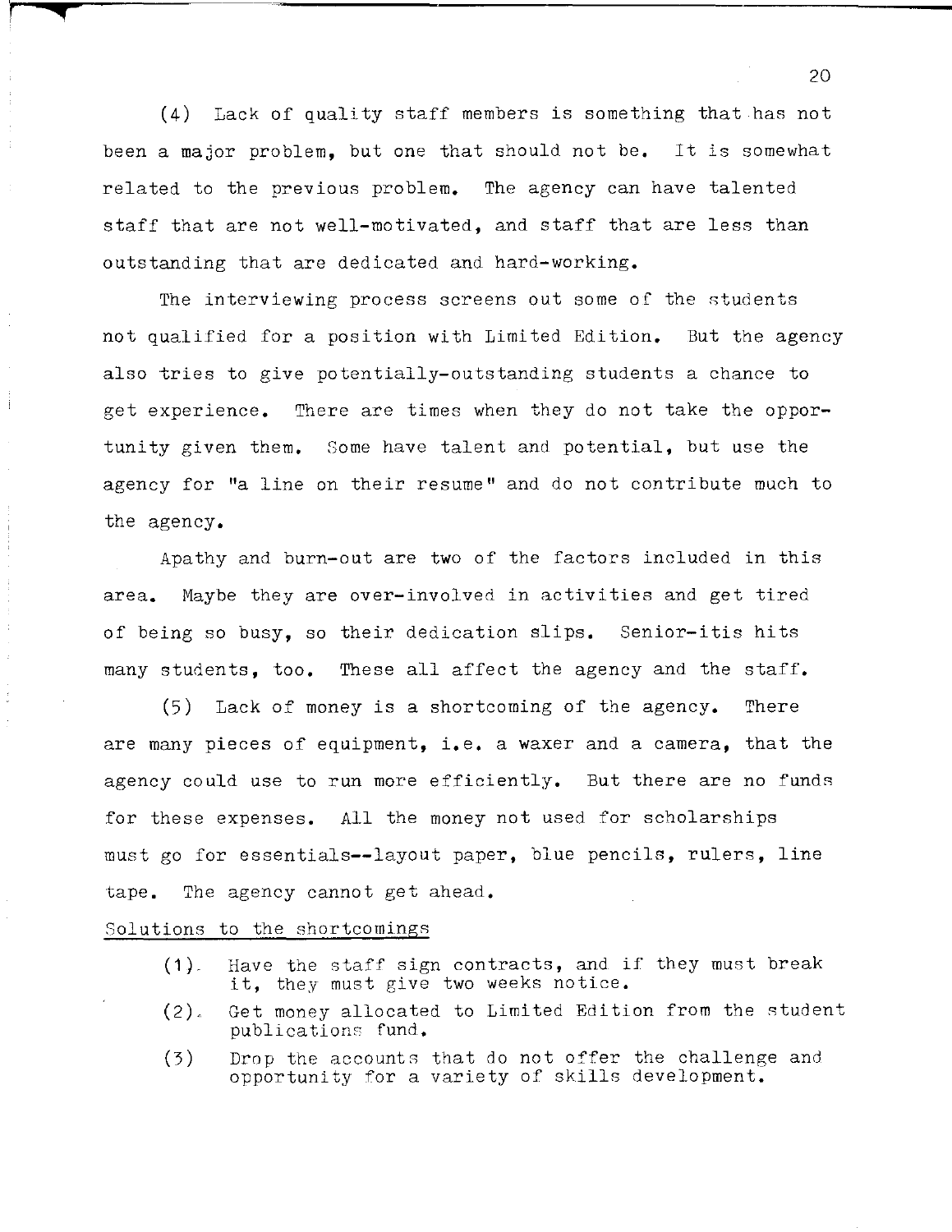(4) Lack of quality staff members is something that has not been a major problem, but one that should not be. It is somewhat related to the previous problem. The agency can have talented staff that are not well-motivated, and staff that are less than outstanding that are dedicated and hard-working.

The interviewing process screens out some of the students not qualified for a position with Limited Edition. But the agency also tries to give potentially-outstanding students a chance to get experience. There are times when they do not take the opportunity given them. Some have talent and potential, but use the agency for "a line on their resume" and do not contribute much to the agency.

Apathy and burn-out are two of the factors included in this area. Maybe they are over-involved in activities and get tired of being so busy, so their dedication slips. Senior-itis hits many students, too. These all affect the agency and the staff.

(5) Lack of money is a shortcoming of the agency. There are many pieces of equipment, i.e. a waxer and a camera, that the agency could use to run more efficiently. But there are no funds for these expenses. All the money not used for scholarships must go for essentials--layout paper, blue pencils, rulers, line tape. The agency cannot get ahead.

Solutions to the shortcomings

(1). Have the staff sign contracts, and if they must break it, they must give two weeks notice.

(2). Get money allocated to Limited Edition from the student publications fund.

(3) Drop the accounts that do not offer the challenge and opportunity for a variety of skills development.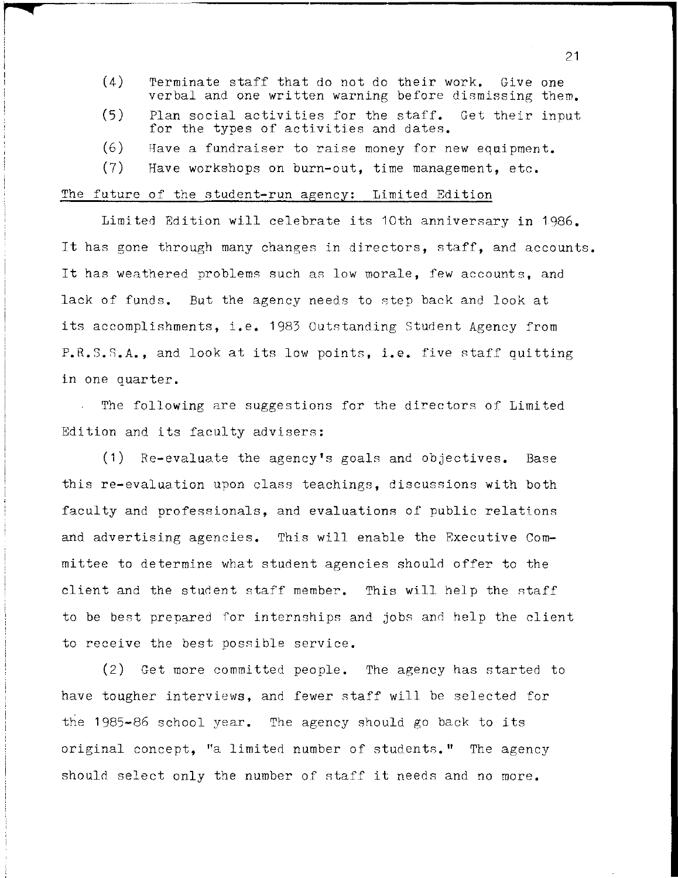(4) Terminate staff that do not do their work. Give one verbal and one written warning before dismissing them.

(5) Plan social activities for the staff. Get their input for the types of activities and dates.

(6) Have a fundraiser to raise money for new equipment.

(7) Have workshops on burn-out, time management, etc.

<u>The future of the student-run agency: Limited Edition</u>

Limited Edition will celebrate its 10th anniversary in 1986. It has gone through many changes in directors, staff, and accounts. It has weathered problems such as low morale, few accounts, and lack of funds. But the agency needs to step back and look at its accomplishments, i.e. 1983 Outstanding Student Agency from P.R.S.S.A., and look at its low points, i.e. five staff quitting in one quarter.

The following are suggestions for the directors of Limited Edition and its faculty advisers:

(1) Re-evaluate the agency's goals and objectives. Base this re-evaluation upon class teachings, discussions with both faculty and professionals, and evaluations of public relations and advertising agencies. This will enable the Executive Committee to determine what student agencies should offer to the client and the student staff member. This will help the staff to be best prepared for internships and jobs and help the client to receive the best possible service.

(2) Get more committed people. The agency has started to have tougher interviews, and fewer staff will be selected for the 1985-86 school year. The agency should go back to its original concept, "a limited number of students." The agency should select only the number of staff it needs and no more.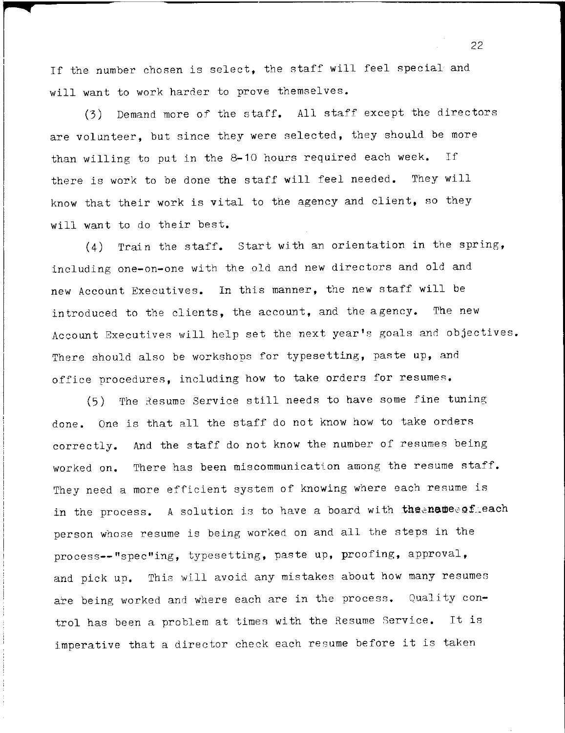If the number chosen is select, the staff will feel special and will want to work harder to prove themselves.

(3) Demand more of the staff. All staff except the directors are volunteer, but since they were selected, they should be more than willing to put in the 8-10 hours required each week. If there is work to be done the staff will feel needed. They will know that their work is vital to the agency and client, so they will want to do their best.

(4) Train the staff. Start with an orientation in the spring, including one-on-one with the old and new directors and old and new Account Executives. In this manner, the new staff will be introduced to the clients, the account, and the agency. The new Account Executives will help set the next year's goals and objectives. There should also be workshops for typesetting, paste up, and office procedures, including how to take orders for resumes.

(5) The Resume Service still needs to have some fine tuning done. One is that all the staff do not know how to take orders correctly. And the staff do not know the number of resumes being worked on. There has been miscommunication among the resume staff. They need a more efficient system of knowing where each resume is in the process. A solution is to have a board with the name of each person whose resume is being worked on and all the steps in the process--"spec"ing, typesetting, paste up, proofing, approval, and pick up. This will avoid any mistakes about how many resumes are being worked and where each are in the process. Quality control has been a problem at times with the Resume Service. It is imperative that a director check each resume before it is taken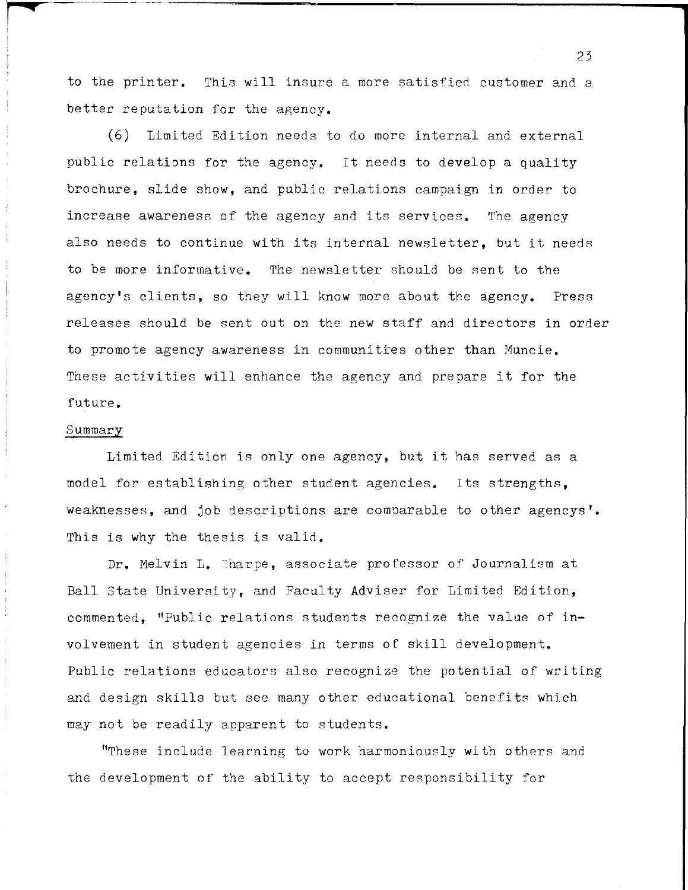to the printer. This will insure a more satisfied customer and a better reputation for the agency.

(6) Limited Edition needs to do more internal and external public relations for the agency. It needs to develop a quality brochure, slide show, and public relations campaign in order to increase awareness of the agency and its services. The agency also needs to continue with its internal newsletter, but it needs to be more informative. The newsletter should be sent to the agency's clients, so they will know more about the agency. Press releases should be sent out on the new staff and directors in order to promote agency awareness in communities other than Muncie. These activities will enhance the agency and prepare it for the future.

Summary

Limited Edition is only one agency, but it has served as a model for establishing other student agencies. Its strengths, weaknesses, and job descriptions are comparable to other agencys'. This is why the thesis is valid.

Dr. Melvin L. Sharpe, associate professor of Journalism at Ball State University, and Faculty Adviser for Limited Edition, commented, "Public relations students recognize the value of involvement in student agencies in terms of skill development. Public relations educators also recognize the potential of writing and design skills but see many other educational benefits which may not be readily apparent to students.

"These include learning to work harmoniously with others and the development of the ability to accept responsibility for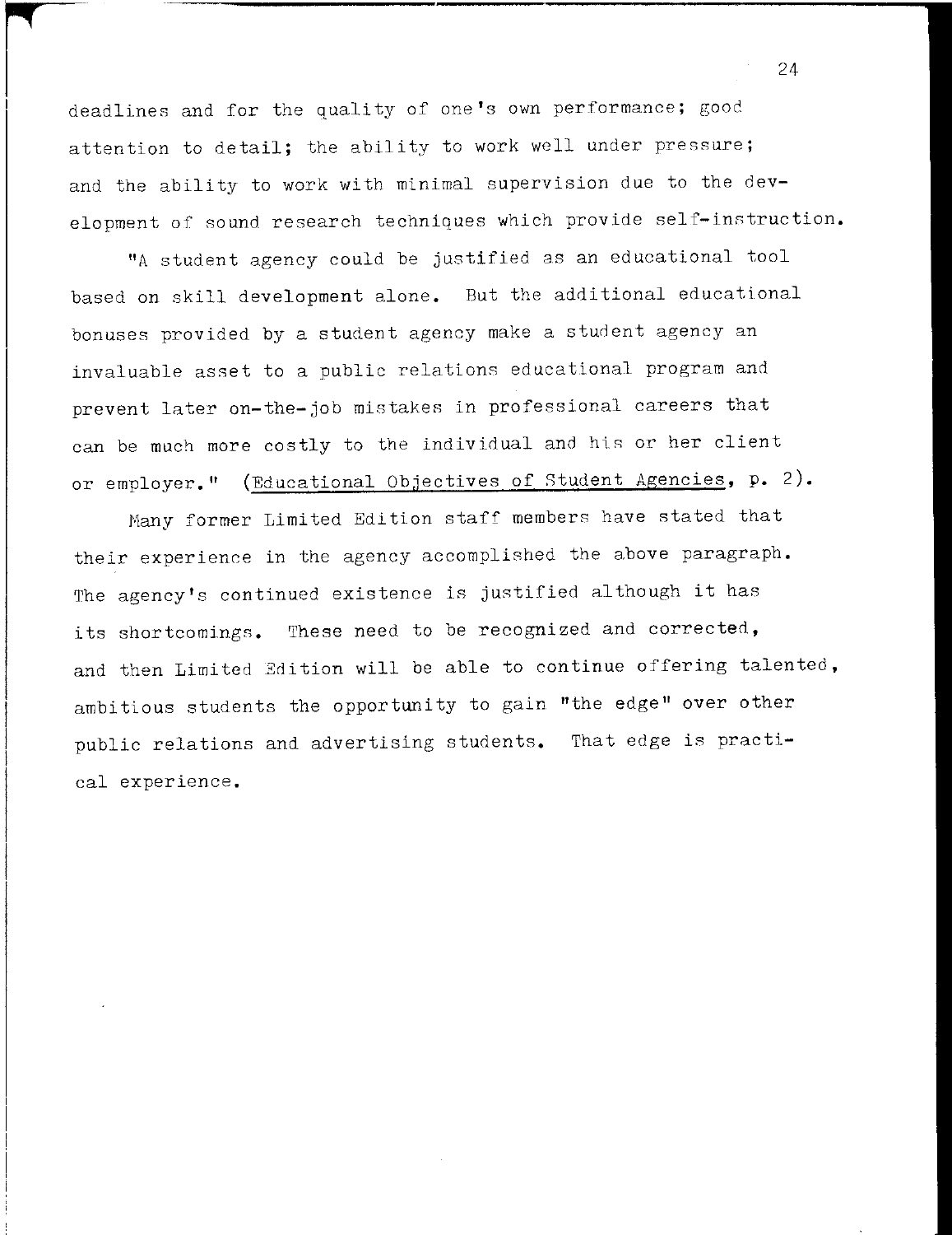deadlines and for the quality of one's own performance; good attention to detail; the ability to work well under pressure; and the ability to work with minimal supervision due to the development of sound research techniques which provide self-instruction.

"A student agency could be justified as an educational tool based on skill development alone. But the additional educational bonuses provided by a student agency make a student agency an invaluable asset to a public relations educational program and prevent later on-the-job mistakes in professional careers that can be much more costly to the individual and his or her client or employer." (Educational Objectives of Student Agencies, p. 2).

Many former Limited Edition staff members have stated that their experience in the agency accomplished the above paragraph. The agency's continued existence is justified although it has its shortcomings. These need to be recognized and corrected, and then Limited Edition will be able to continue offering talented, ambitious students the opportunity to gain "the edge" over other public relations and advertising students. That edge is practical experience.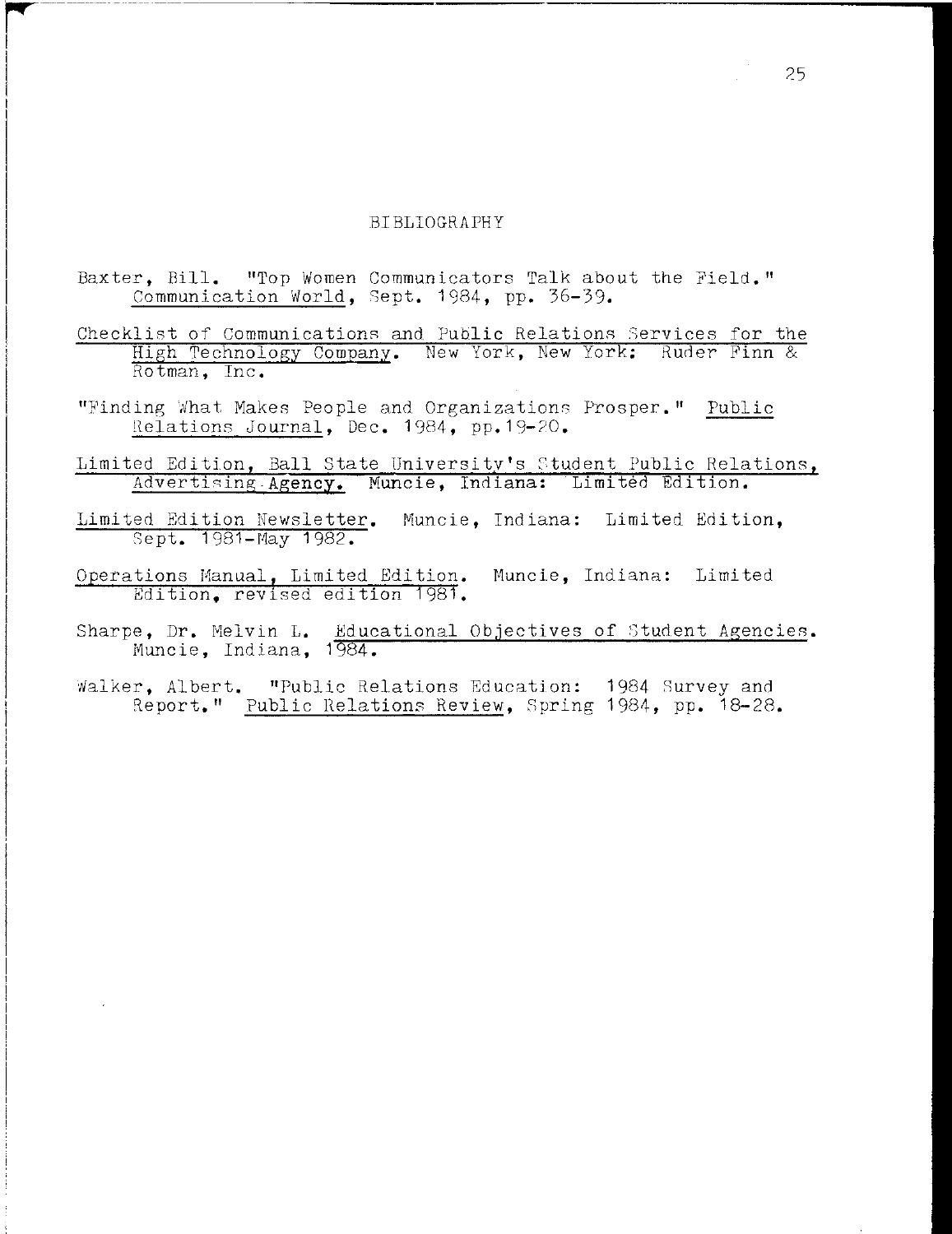# BIBLIOGRAPHY

Baxter, Bill. "Top Women Communicators Talk about the Field." *Communication World*, Sept. 1984, pp. 36-39.

*Checklist of Communications and Public Relations Services for the High Technology Company*. New York, New York: Ruder Finn & Rotman, Inc.

"Finding What Makes People and Organizations Prosper." *Public Relations Journal*, Dec. 1984, pp.19-20.

*Limited Edition, Ball State University's Student Public Relations, Advertising Agency.* Muncie, Indiana: Limited Edition.

*Limited Edition Newsletter*. Muncie, Indiana: Limited Edition, Sept. 1981-May 1982.

*Operations Manual, Limited Edition*. Muncie, Indiana: Limited Edition, revised edition 1981.

Sharpe, Dr. Melvin L. *Educational Objectives of Student Agencies*. Muncie, Indiana, 1984.

Walker, Albert. "Public Relations Education: 1984 Survey and Report." *Public Relations Review*, Spring 1984, pp. 18-28.